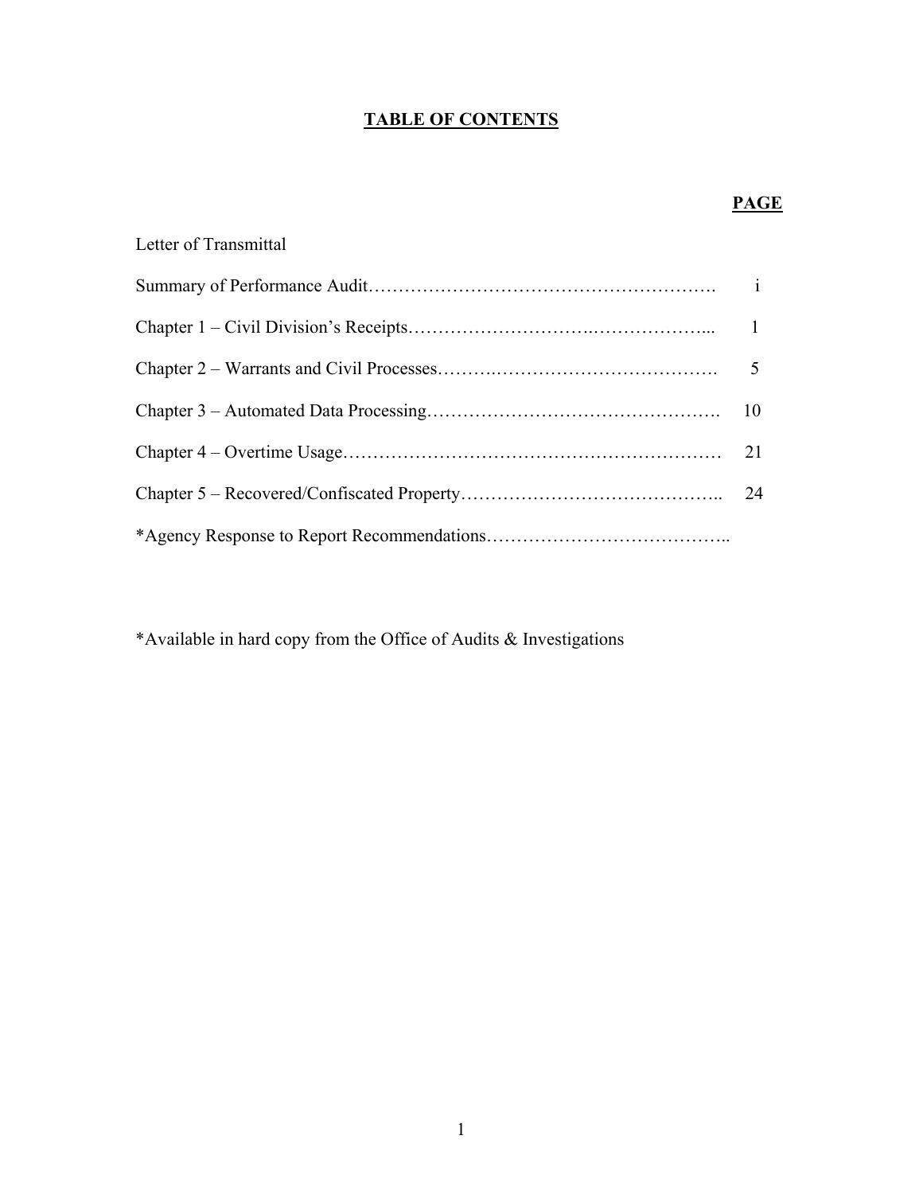# TABLE OF CONTENTS

| | PAGE |
|---|---|
| Letter of Transmittal | |
| Summary of Performance Audit | i |
| Chapter 1 – Civil Division's Receipts | 1 |
| Chapter 2 – Warrants and Civil Processes | 5 |
| Chapter 3 – Automated Data Processing | 10 |
| Chapter 4 – Overtime Usage | 21 |
| Chapter 5 – Recovered/Confiscated Property | 24 |
| *Agency Response to Report Recommendations | |

*Available in hard copy from the Office of Audits & Investigations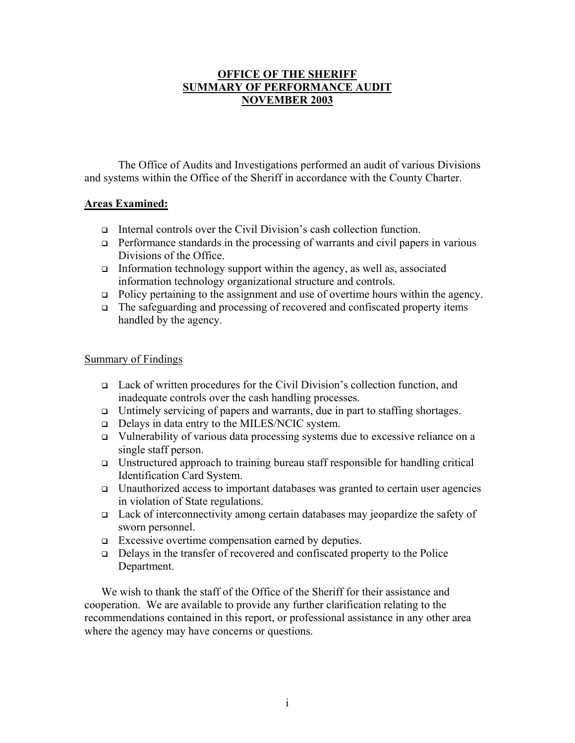# OFFICE OF THE SHERIFF
# SUMMARY OF PERFORMANCE AUDIT
# NOVEMBER 2003

The Office of Audits and Investigations performed an audit of various Divisions and systems within the Office of the Sheriff in accordance with the County Charter.

## Areas Examined:

- Internal controls over the Civil Division's cash collection function.
- Performance standards in the processing of warrants and civil papers in various Divisions of the Office.
- Information technology support within the agency, as well as, associated information technology organizational structure and controls.
- Policy pertaining to the assignment and use of overtime hours within the agency.
- The safeguarding and processing of recovered and confiscated property items handled by the agency.

## Summary of Findings

- Lack of written procedures for the Civil Division's collection function, and inadequate controls over the cash handling processes.
- Untimely servicing of papers and warrants, due in part to staffing shortages.
- Delays in data entry to the MILES/NCIC system.
- Vulnerability of various data processing systems due to excessive reliance on a single staff person.
- Unstructured approach to training bureau staff responsible for handling critical Identification Card System.
- Unauthorized access to important databases was granted to certain user agencies in violation of State regulations.
- Lack of interconnectivity among certain databases may jeopardize the safety of sworn personnel.
- Excessive overtime compensation earned by deputies.
- Delays in the transfer of recovered and confiscated property to the Police Department.

We wish to thank the staff of the Office of the Sheriff for their assistance and cooperation. We are available to provide any further clarification relating to the recommendations contained in this report, or professional assistance in any other area where the agency may have concerns or questions.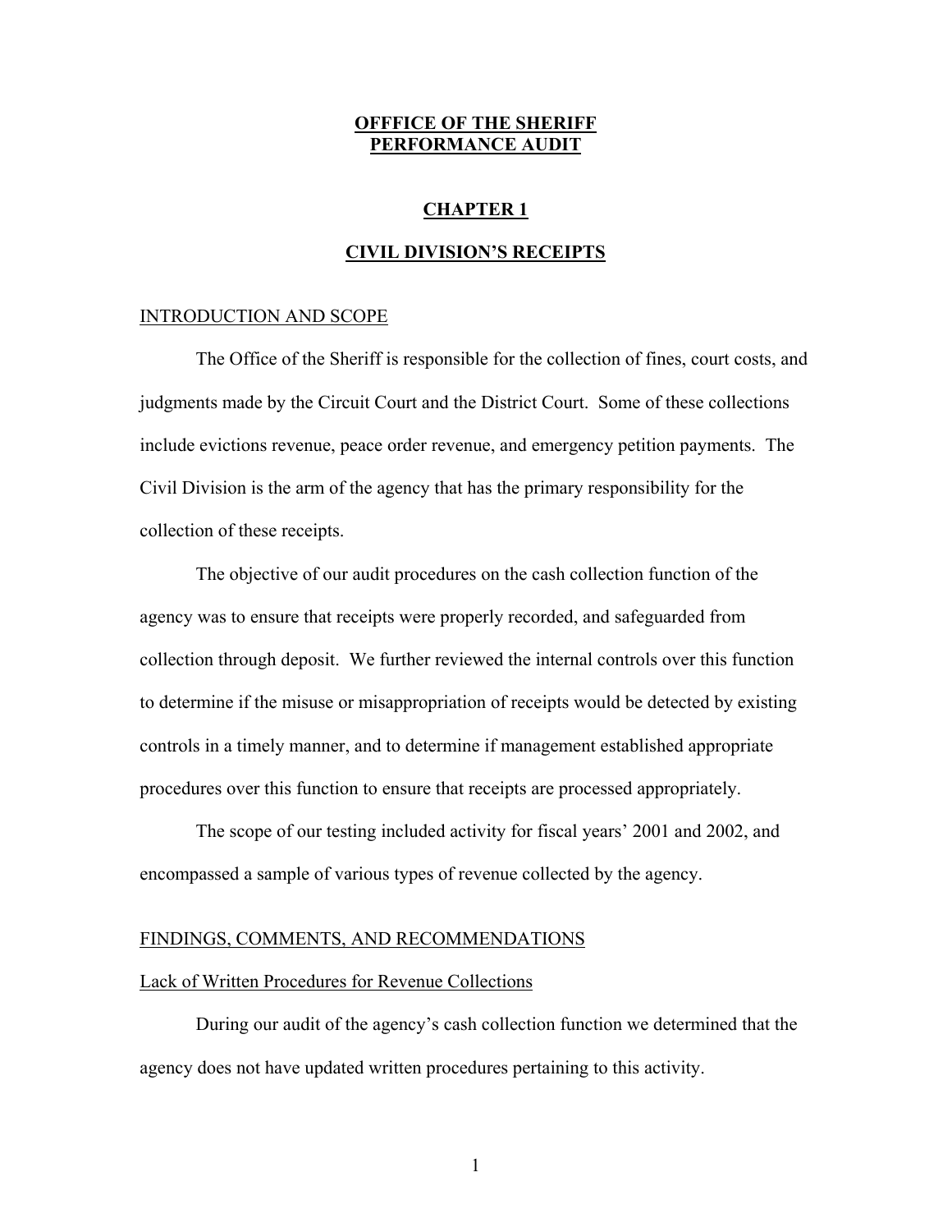# OFFFICE OF THE SHERIFF PERFORMANCE AUDIT

## CHAPTER 1

## CIVIL DIVISION'S RECEIPTS

### INTRODUCTION AND SCOPE

The Office of the Sheriff is responsible for the collection of fines, court costs, and judgments made by the Circuit Court and the District Court. Some of these collections include evictions revenue, peace order revenue, and emergency petition payments. The Civil Division is the arm of the agency that has the primary responsibility for the collection of these receipts.

The objective of our audit procedures on the cash collection function of the agency was to ensure that receipts were properly recorded, and safeguarded from collection through deposit. We further reviewed the internal controls over this function to determine if the misuse or misappropriation of receipts would be detected by existing controls in a timely manner, and to determine if management established appropriate procedures over this function to ensure that receipts are processed appropriately.

The scope of our testing included activity for fiscal years' 2001 and 2002, and encompassed a sample of various types of revenue collected by the agency.

### FINDINGS, COMMENTS, AND RECOMMENDATIONS

#### Lack of Written Procedures for Revenue Collections

During our audit of the agency's cash collection function we determined that the agency does not have updated written procedures pertaining to this activity.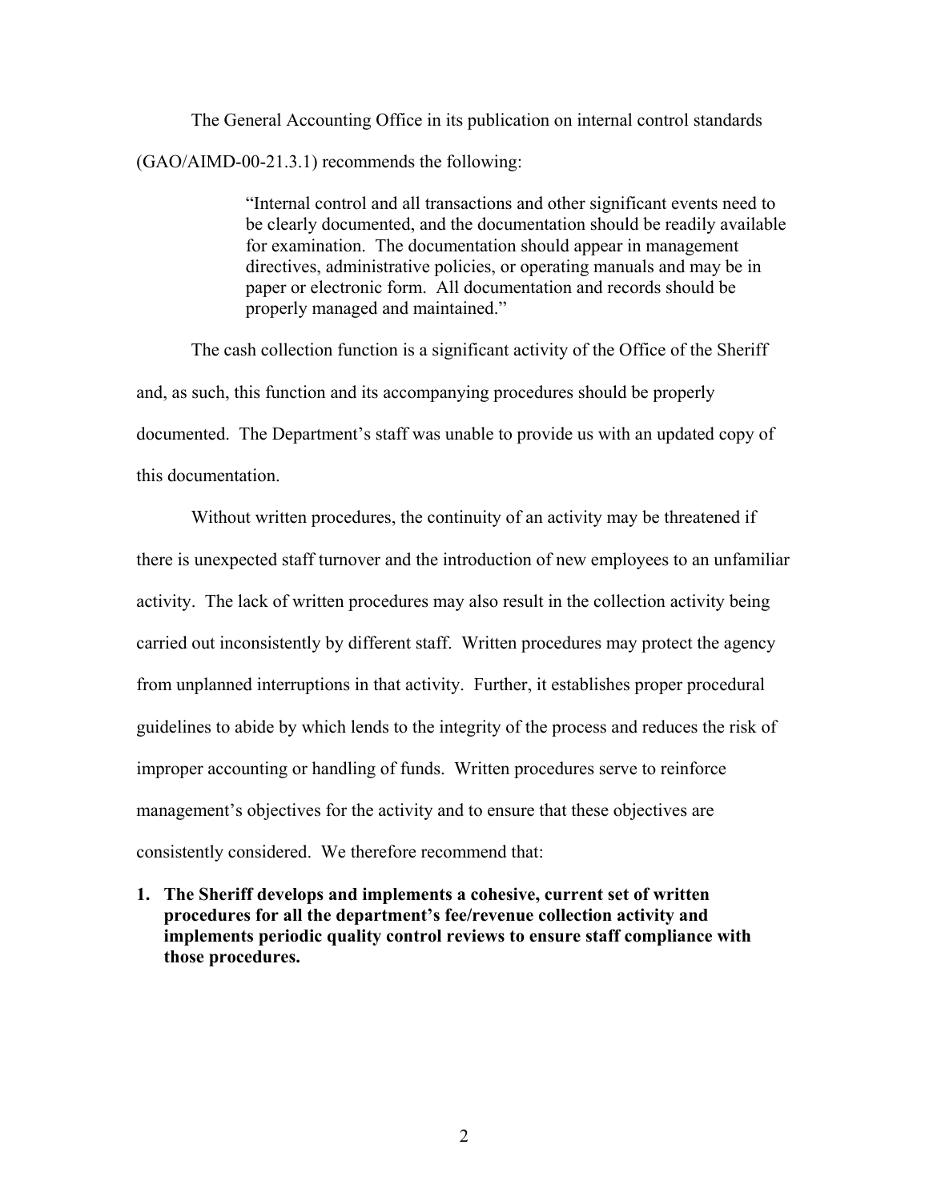The General Accounting Office in its publication on internal control standards (GAO/AIMD-00-21.3.1) recommends the following:

> "Internal control and all transactions and other significant events need to be clearly documented, and the documentation should be readily available for examination. The documentation should appear in management directives, administrative policies, or operating manuals and may be in paper or electronic form. All documentation and records should be properly managed and maintained."

The cash collection function is a significant activity of the Office of the Sheriff and, as such, this function and its accompanying procedures should be properly documented. The Department's staff was unable to provide us with an updated copy of this documentation.

Without written procedures, the continuity of an activity may be threatened if there is unexpected staff turnover and the introduction of new employees to an unfamiliar activity. The lack of written procedures may also result in the collection activity being carried out inconsistently by different staff. Written procedures may protect the agency from unplanned interruptions in that activity. Further, it establishes proper procedural guidelines to abide by which lends to the integrity of the process and reduces the risk of improper accounting or handling of funds. Written procedures serve to reinforce management's objectives for the activity and to ensure that these objectives are consistently considered. We therefore recommend that:

1. **The Sheriff develops and implements a cohesive, current set of written procedures for all the department's fee/revenue collection activity and implements periodic quality control reviews to ensure staff compliance with those procedures.**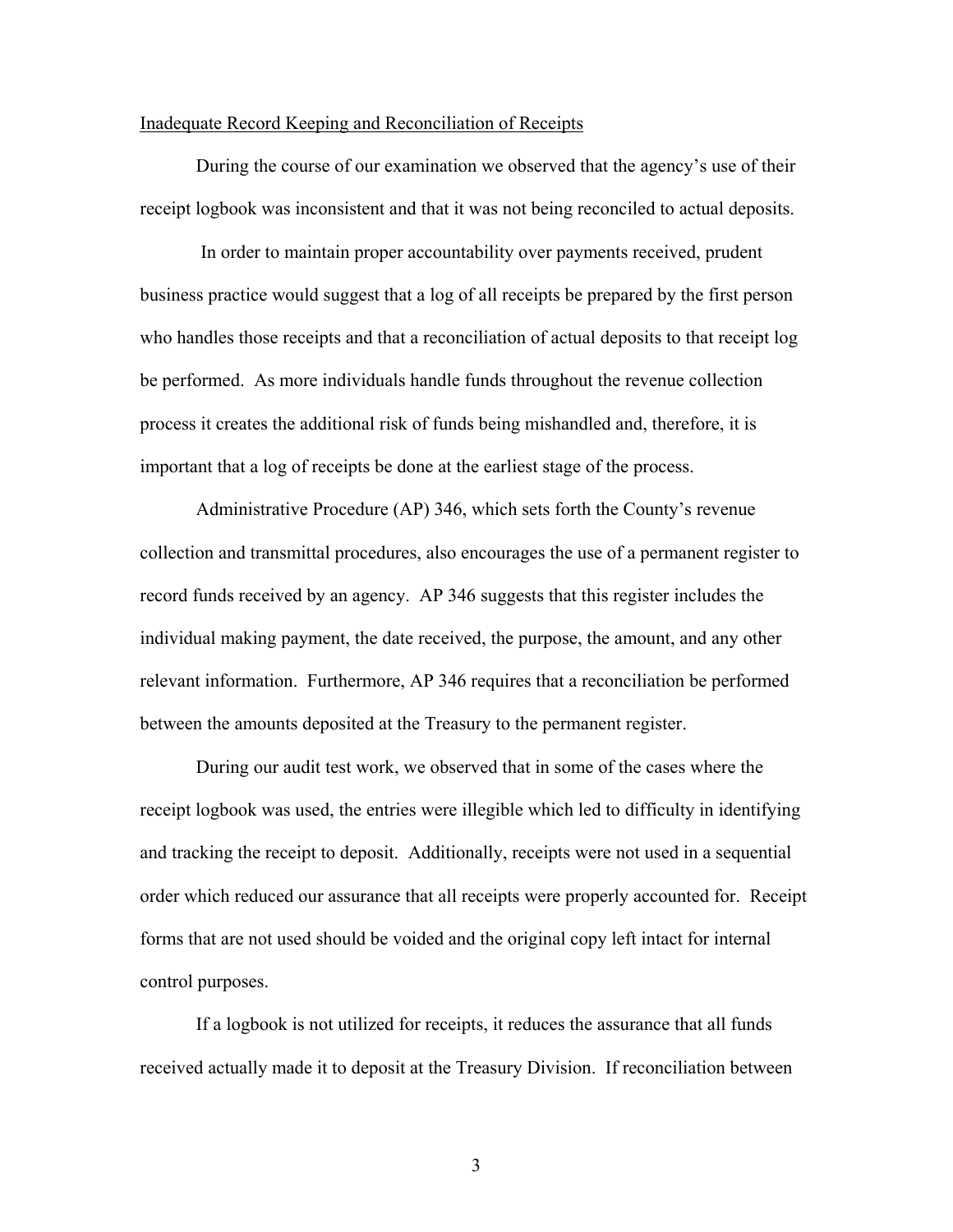<u>Inadequate Record Keeping and Reconciliation of Receipts</u>

During the course of our examination we observed that the agency's use of their receipt logbook was inconsistent and that it was not being reconciled to actual deposits.

In order to maintain proper accountability over payments received, prudent business practice would suggest that a log of all receipts be prepared by the first person who handles those receipts and that a reconciliation of actual deposits to that receipt log be performed. As more individuals handle funds throughout the revenue collection process it creates the additional risk of funds being mishandled and, therefore, it is important that a log of receipts be done at the earliest stage of the process.

Administrative Procedure (AP) 346, which sets forth the County's revenue collection and transmittal procedures, also encourages the use of a permanent register to record funds received by an agency. AP 346 suggests that this register includes the individual making payment, the date received, the purpose, the amount, and any other relevant information. Furthermore, AP 346 requires that a reconciliation be performed between the amounts deposited at the Treasury to the permanent register.

During our audit test work, we observed that in some of the cases where the receipt logbook was used, the entries were illegible which led to difficulty in identifying and tracking the receipt to deposit. Additionally, receipts were not used in a sequential order which reduced our assurance that all receipts were properly accounted for. Receipt forms that are not used should be voided and the original copy left intact for internal control purposes.

If a logbook is not utilized for receipts, it reduces the assurance that all funds received actually made it to deposit at the Treasury Division. If reconciliation between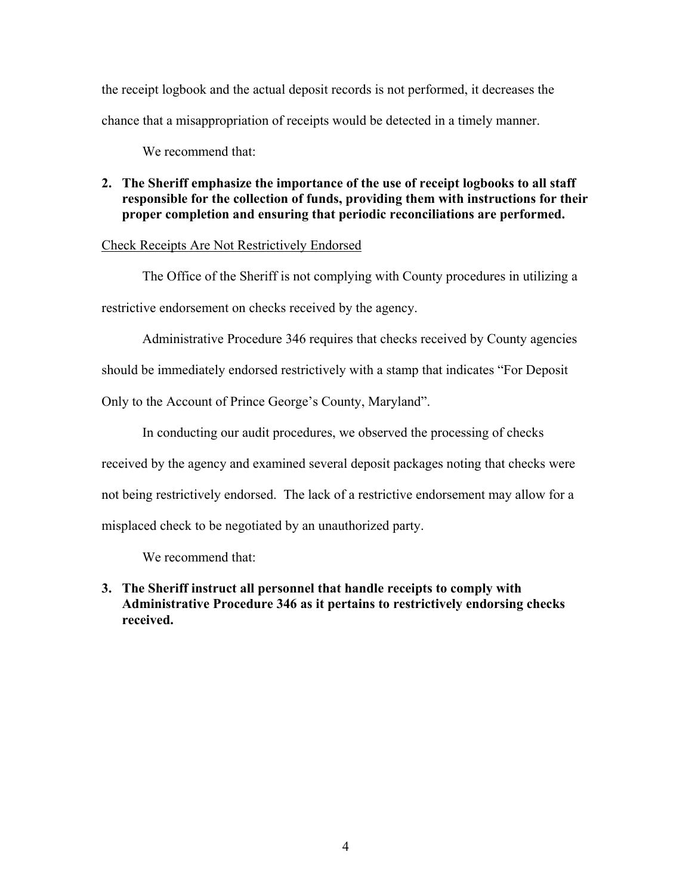the receipt logbook and the actual deposit records is not performed, it decreases the chance that a misappropriation of receipts would be detected in a timely manner.

We recommend that:

**2. The Sheriff emphasize the importance of the use of receipt logbooks to all staff responsible for the collection of funds, providing them with instructions for their proper completion and ensuring that periodic reconciliations are performed.**

<u>Check Receipts Are Not Restrictively Endorsed</u>

The Office of the Sheriff is not complying with County procedures in utilizing a restrictive endorsement on checks received by the agency.

Administrative Procedure 346 requires that checks received by County agencies should be immediately endorsed restrictively with a stamp that indicates "For Deposit Only to the Account of Prince George's County, Maryland".

In conducting our audit procedures, we observed the processing of checks received by the agency and examined several deposit packages noting that checks were not being restrictively endorsed. The lack of a restrictive endorsement may allow for a misplaced check to be negotiated by an unauthorized party.

We recommend that:

**3. The Sheriff instruct all personnel that handle receipts to comply with Administrative Procedure 346 as it pertains to restrictively endorsing checks received.**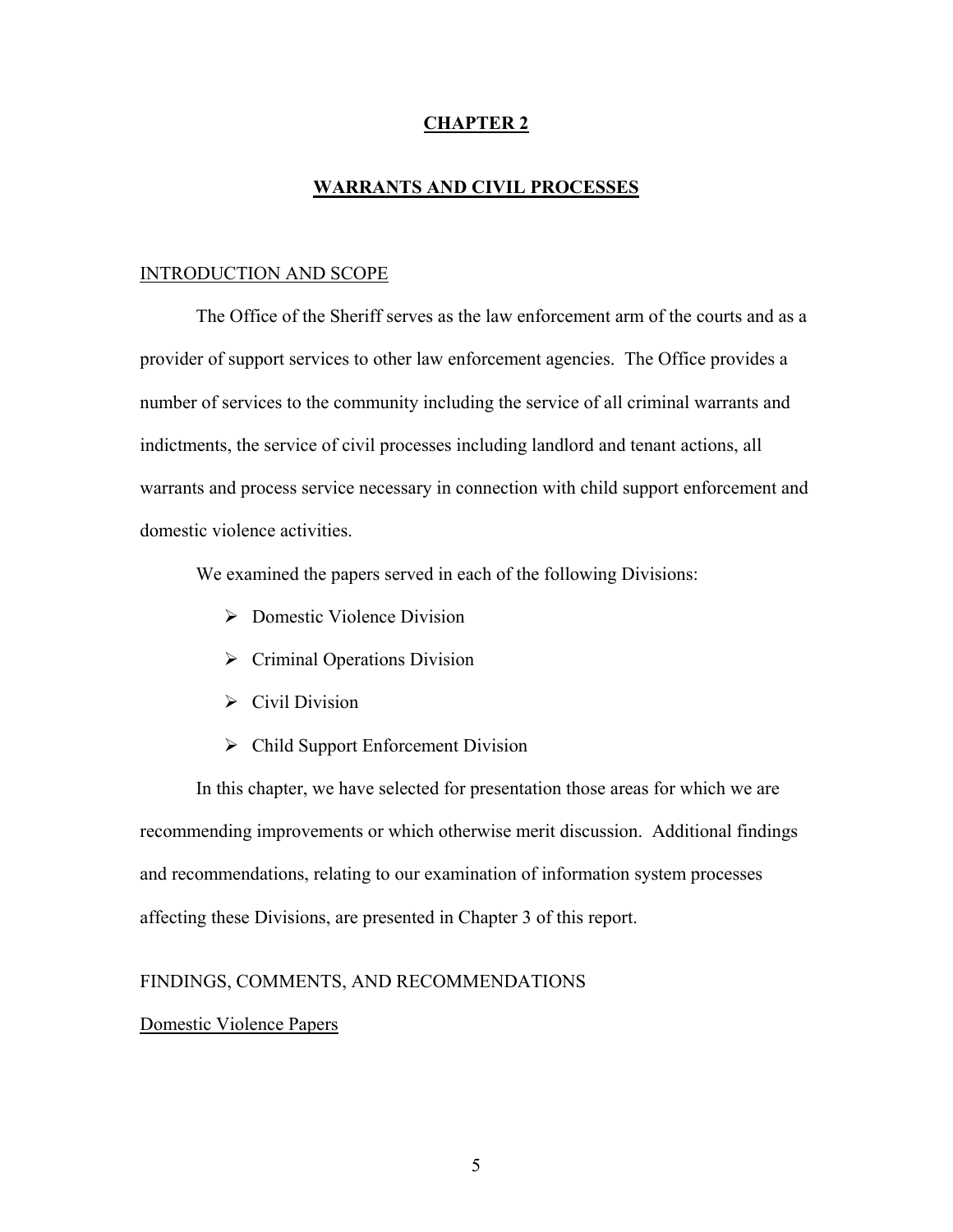# CHAPTER 2

## WARRANTS AND CIVIL PROCESSES

### INTRODUCTION AND SCOPE

The Office of the Sheriff serves as the law enforcement arm of the courts and as a provider of support services to other law enforcement agencies. The Office provides a number of services to the community including the service of all criminal warrants and indictments, the service of civil processes including landlord and tenant actions, all warrants and process service necessary in connection with child support enforcement and domestic violence activities.

We examined the papers served in each of the following Divisions:

- Domestic Violence Division
- Criminal Operations Division
- Civil Division
- Child Support Enforcement Division

In this chapter, we have selected for presentation those areas for which we are recommending improvements or which otherwise merit discussion. Additional findings and recommendations, relating to our examination of information system processes affecting these Divisions, are presented in Chapter 3 of this report.

### FINDINGS, COMMENTS, AND RECOMMENDATIONS

#### Domestic Violence Papers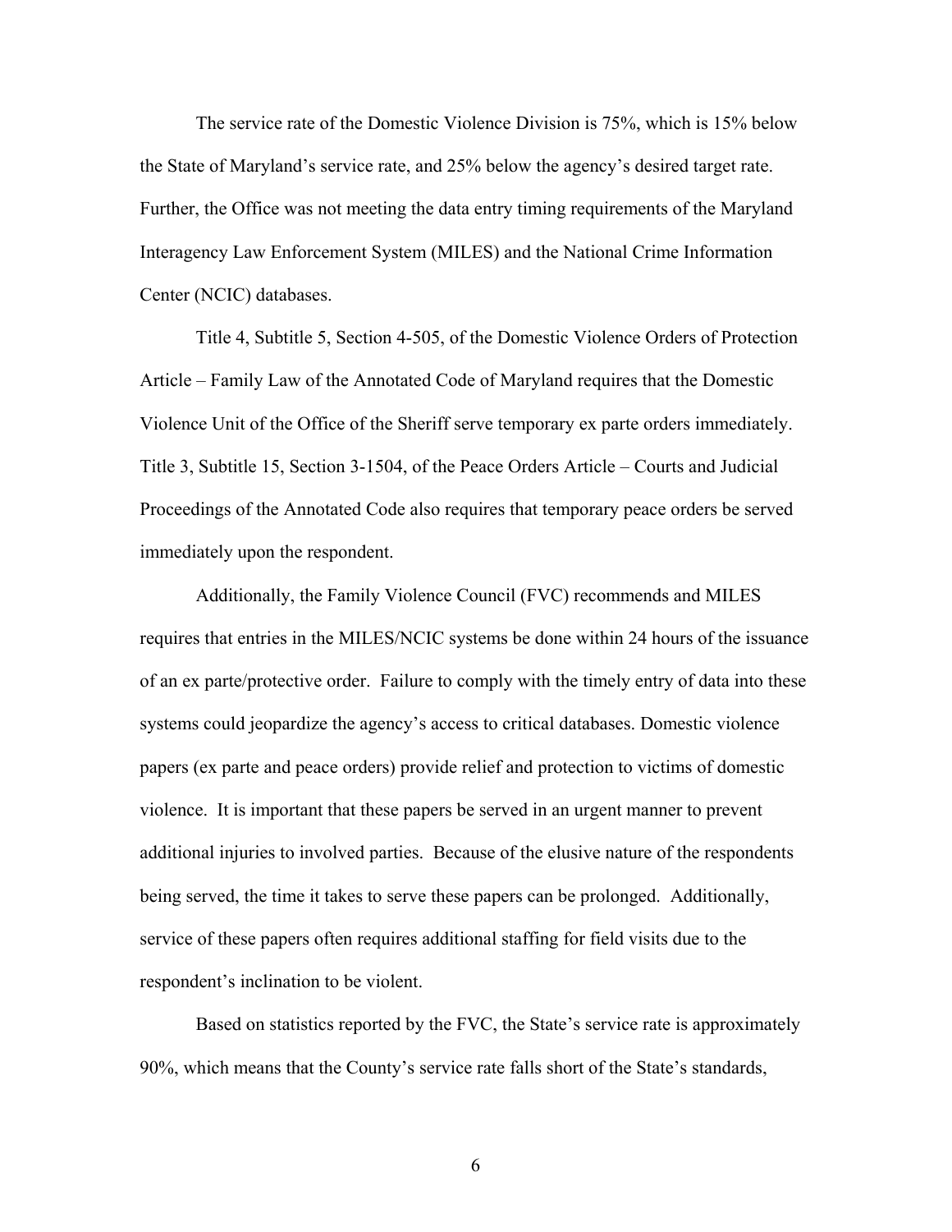The service rate of the Domestic Violence Division is 75%, which is 15% below the State of Maryland's service rate, and 25% below the agency's desired target rate. Further, the Office was not meeting the data entry timing requirements of the Maryland Interagency Law Enforcement System (MILES) and the National Crime Information Center (NCIC) databases.

Title 4, Subtitle 5, Section 4-505, of the Domestic Violence Orders of Protection Article – Family Law of the Annotated Code of Maryland requires that the Domestic Violence Unit of the Office of the Sheriff serve temporary ex parte orders immediately. Title 3, Subtitle 15, Section 3-1504, of the Peace Orders Article – Courts and Judicial Proceedings of the Annotated Code also requires that temporary peace orders be served immediately upon the respondent.

Additionally, the Family Violence Council (FVC) recommends and MILES requires that entries in the MILES/NCIC systems be done within 24 hours of the issuance of an ex parte/protective order. Failure to comply with the timely entry of data into these systems could jeopardize the agency's access to critical databases. Domestic violence papers (ex parte and peace orders) provide relief and protection to victims of domestic violence. It is important that these papers be served in an urgent manner to prevent additional injuries to involved parties. Because of the elusive nature of the respondents being served, the time it takes to serve these papers can be prolonged. Additionally, service of these papers often requires additional staffing for field visits due to the respondent's inclination to be violent.

Based on statistics reported by the FVC, the State's service rate is approximately 90%, which means that the County's service rate falls short of the State's standards,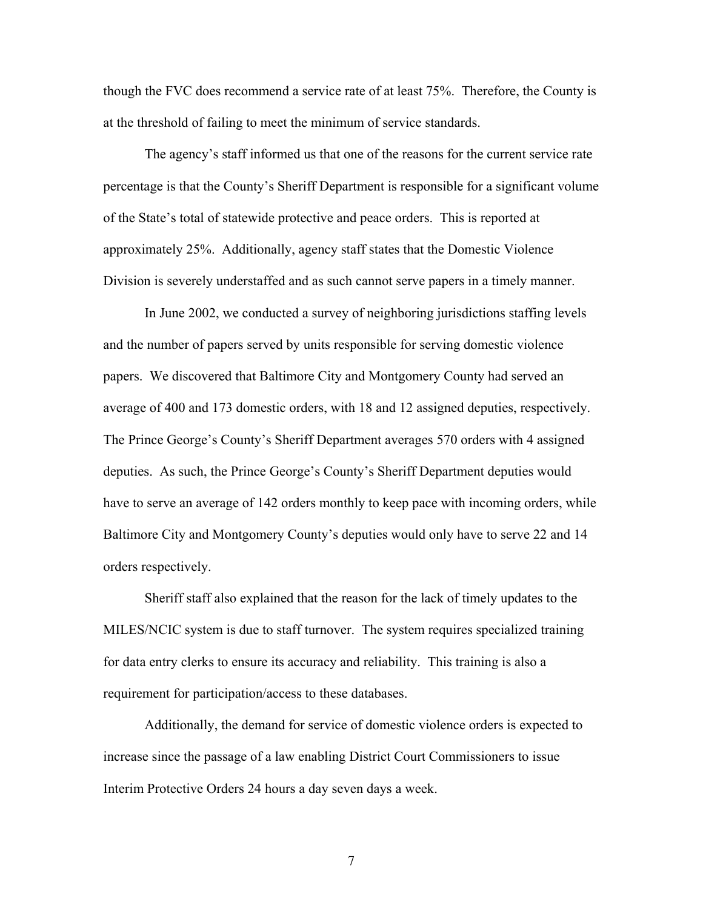though the FVC does recommend a service rate of at least 75%. Therefore, the County is at the threshold of failing to meet the minimum of service standards.

The agency's staff informed us that one of the reasons for the current service rate percentage is that the County's Sheriff Department is responsible for a significant volume of the State's total of statewide protective and peace orders. This is reported at approximately 25%. Additionally, agency staff states that the Domestic Violence Division is severely understaffed and as such cannot serve papers in a timely manner.

In June 2002, we conducted a survey of neighboring jurisdictions staffing levels and the number of papers served by units responsible for serving domestic violence papers. We discovered that Baltimore City and Montgomery County had served an average of 400 and 173 domestic orders, with 18 and 12 assigned deputies, respectively. The Prince George's County's Sheriff Department averages 570 orders with 4 assigned deputies. As such, the Prince George's County's Sheriff Department deputies would have to serve an average of 142 orders monthly to keep pace with incoming orders, while Baltimore City and Montgomery County's deputies would only have to serve 22 and 14 orders respectively.

Sheriff staff also explained that the reason for the lack of timely updates to the MILES/NCIC system is due to staff turnover. The system requires specialized training for data entry clerks to ensure its accuracy and reliability. This training is also a requirement for participation/access to these databases.

Additionally, the demand for service of domestic violence orders is expected to increase since the passage of a law enabling District Court Commissioners to issue Interim Protective Orders 24 hours a day seven days a week.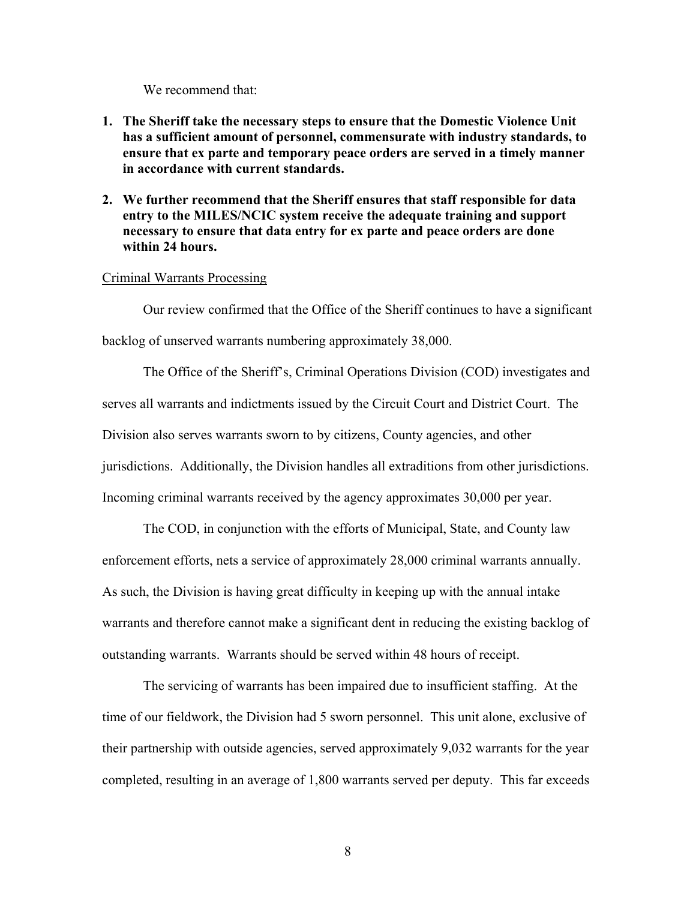We recommend that:

1. **The Sheriff take the necessary steps to ensure that the Domestic Violence Unit has a sufficient amount of personnel, commensurate with industry standards, to ensure that ex parte and temporary peace orders are served in a timely manner in accordance with current standards.**

2. **We further recommend that the Sheriff ensures that staff responsible for data entry to the MILES/NCIC system receive the adequate training and support necessary to ensure that data entry for ex parte and peace orders are done within 24 hours.**

<u>Criminal Warrants Processing</u>

Our review confirmed that the Office of the Sheriff continues to have a significant backlog of unserved warrants numbering approximately 38,000.

The Office of the Sheriff's, Criminal Operations Division (COD) investigates and serves all warrants and indictments issued by the Circuit Court and District Court. The Division also serves warrants sworn to by citizens, County agencies, and other jurisdictions. Additionally, the Division handles all extraditions from other jurisdictions. Incoming criminal warrants received by the agency approximates 30,000 per year.

The COD, in conjunction with the efforts of Municipal, State, and County law enforcement efforts, nets a service of approximately 28,000 criminal warrants annually. As such, the Division is having great difficulty in keeping up with the annual intake warrants and therefore cannot make a significant dent in reducing the existing backlog of outstanding warrants. Warrants should be served within 48 hours of receipt.

The servicing of warrants has been impaired due to insufficient staffing. At the time of our fieldwork, the Division had 5 sworn personnel. This unit alone, exclusive of their partnership with outside agencies, served approximately 9,032 warrants for the year completed, resulting in an average of 1,800 warrants served per deputy. This far exceeds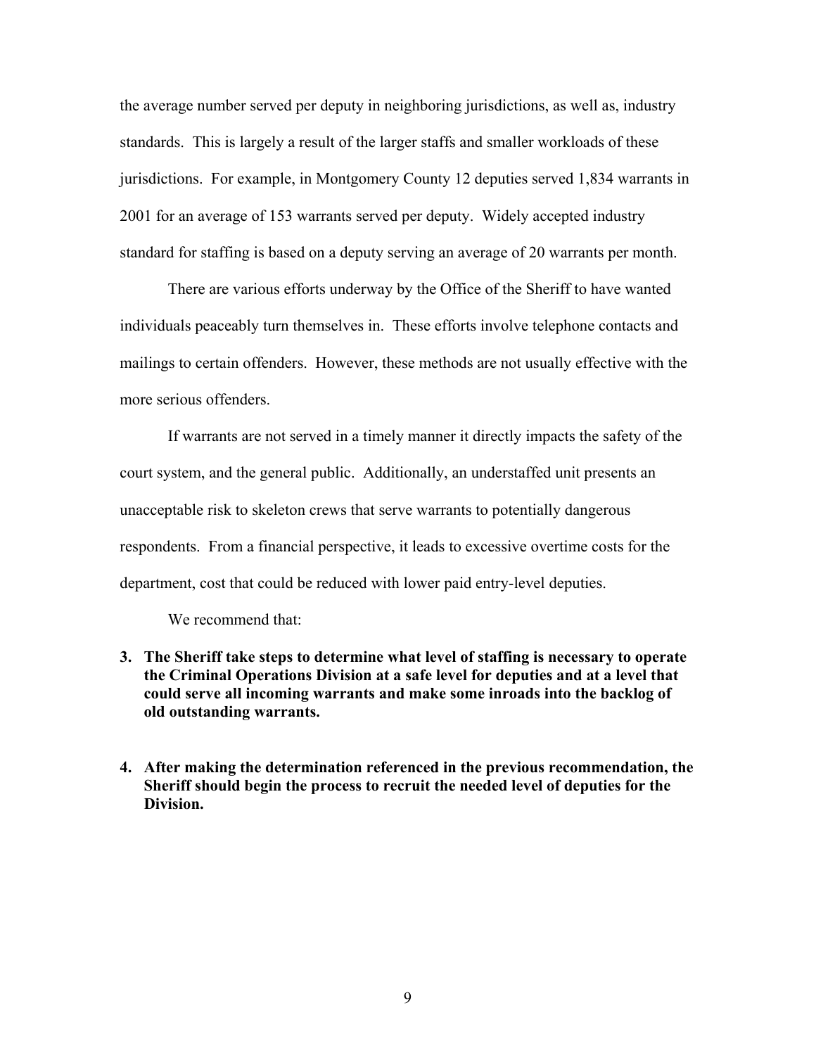the average number served per deputy in neighboring jurisdictions, as well as, industry standards. This is largely a result of the larger staffs and smaller workloads of these jurisdictions. For example, in Montgomery County 12 deputies served 1,834 warrants in 2001 for an average of 153 warrants served per deputy. Widely accepted industry standard for staffing is based on a deputy serving an average of 20 warrants per month.

There are various efforts underway by the Office of the Sheriff to have wanted individuals peaceably turn themselves in. These efforts involve telephone contacts and mailings to certain offenders. However, these methods are not usually effective with the more serious offenders.

If warrants are not served in a timely manner it directly impacts the safety of the court system, and the general public. Additionally, an understaffed unit presents an unacceptable risk to skeleton crews that serve warrants to potentially dangerous respondents. From a financial perspective, it leads to excessive overtime costs for the department, cost that could be reduced with lower paid entry-level deputies.

We recommend that:

3. **The Sheriff take steps to determine what level of staffing is necessary to operate the Criminal Operations Division at a safe level for deputies and at a level that could serve all incoming warrants and make some inroads into the backlog of old outstanding warrants.**

4. **After making the determination referenced in the previous recommendation, the Sheriff should begin the process to recruit the needed level of deputies for the Division.**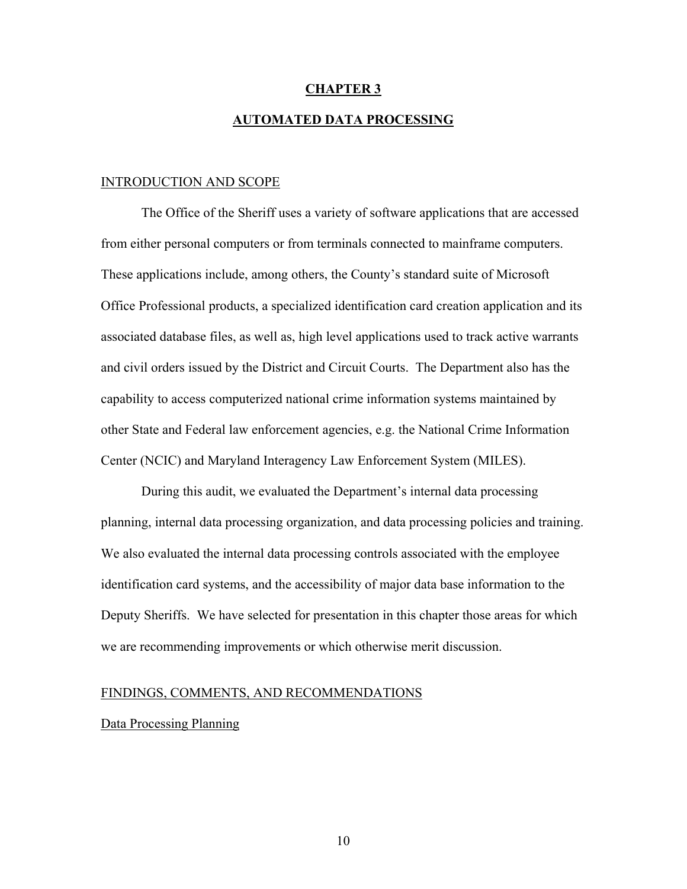# CHAPTER 3

# AUTOMATED DATA PROCESSING

## INTRODUCTION AND SCOPE

The Office of the Sheriff uses a variety of software applications that are accessed from either personal computers or from terminals connected to mainframe computers. These applications include, among others, the County's standard suite of Microsoft Office Professional products, a specialized identification card creation application and its associated database files, as well as, high level applications used to track active warrants and civil orders issued by the District and Circuit Courts. The Department also has the capability to access computerized national crime information systems maintained by other State and Federal law enforcement agencies, e.g. the National Crime Information Center (NCIC) and Maryland Interagency Law Enforcement System (MILES).

During this audit, we evaluated the Department's internal data processing planning, internal data processing organization, and data processing policies and training. We also evaluated the internal data processing controls associated with the employee identification card systems, and the accessibility of major data base information to the Deputy Sheriffs. We have selected for presentation in this chapter those areas for which we are recommending improvements or which otherwise merit discussion.

## FINDINGS, COMMENTS, AND RECOMMENDATIONS

### Data Processing Planning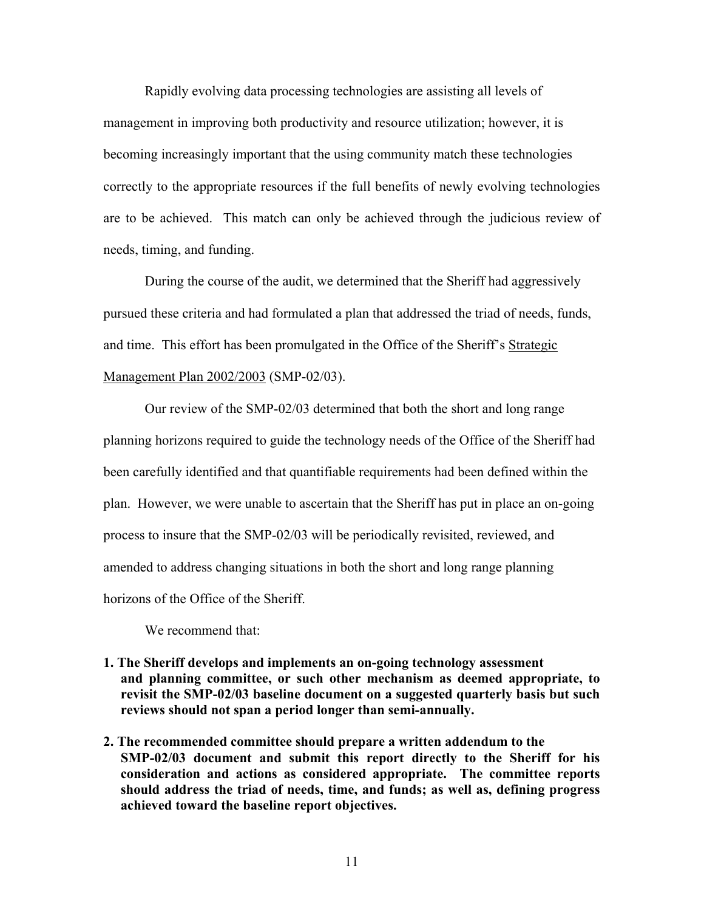Rapidly evolving data processing technologies are assisting all levels of management in improving both productivity and resource utilization; however, it is becoming increasingly important that the using community match these technologies correctly to the appropriate resources if the full benefits of newly evolving technologies are to be achieved. This match can only be achieved through the judicious review of needs, timing, and funding.

During the course of the audit, we determined that the Sheriff had aggressively pursued these criteria and had formulated a plan that addressed the triad of needs, funds, and time. This effort has been promulgated in the Office of the Sheriff's Strategic Management Plan 2002/2003 (SMP-02/03).

Our review of the SMP-02/03 determined that both the short and long range planning horizons required to guide the technology needs of the Office of the Sheriff had been carefully identified and that quantifiable requirements had been defined within the plan. However, we were unable to ascertain that the Sheriff has put in place an on-going process to insure that the SMP-02/03 will be periodically revisited, reviewed, and amended to address changing situations in both the short and long range planning horizons of the Office of the Sheriff.

We recommend that:

1. **The Sheriff develops and implements an on-going technology assessment and planning committee, or such other mechanism as deemed appropriate, to revisit the SMP-02/03 baseline document on a suggested quarterly basis but such reviews should not span a period longer than semi-annually.**

2. **The recommended committee should prepare a written addendum to the SMP-02/03 document and submit this report directly to the Sheriff for his consideration and actions as considered appropriate. The committee reports should address the triad of needs, time, and funds; as well as, defining progress achieved toward the baseline report objectives.**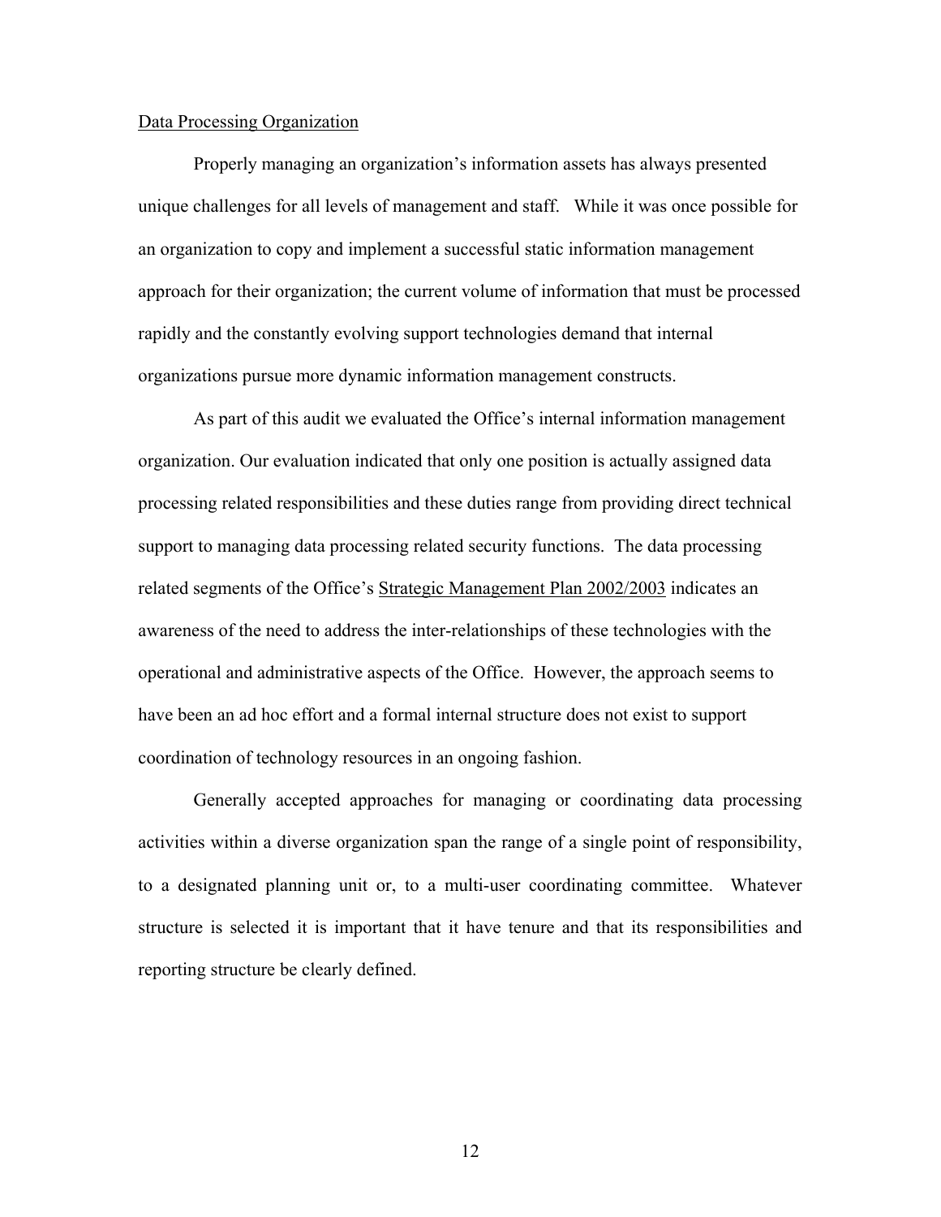## Data Processing Organization

Properly managing an organization's information assets has always presented unique challenges for all levels of management and staff. While it was once possible for an organization to copy and implement a successful static information management approach for their organization; the current volume of information that must be processed rapidly and the constantly evolving support technologies demand that internal organizations pursue more dynamic information management constructs.

As part of this audit we evaluated the Office's internal information management organization. Our evaluation indicated that only one position is actually assigned data processing related responsibilities and these duties range from providing direct technical support to managing data processing related security functions. The data processing related segments of the Office's Strategic Management Plan 2002/2003 indicates an awareness of the need to address the inter-relationships of these technologies with the operational and administrative aspects of the Office. However, the approach seems to have been an ad hoc effort and a formal internal structure does not exist to support coordination of technology resources in an ongoing fashion.

Generally accepted approaches for managing or coordinating data processing activities within a diverse organization span the range of a single point of responsibility, to a designated planning unit or, to a multi-user coordinating committee. Whatever structure is selected it is important that it have tenure and that its responsibilities and reporting structure be clearly defined.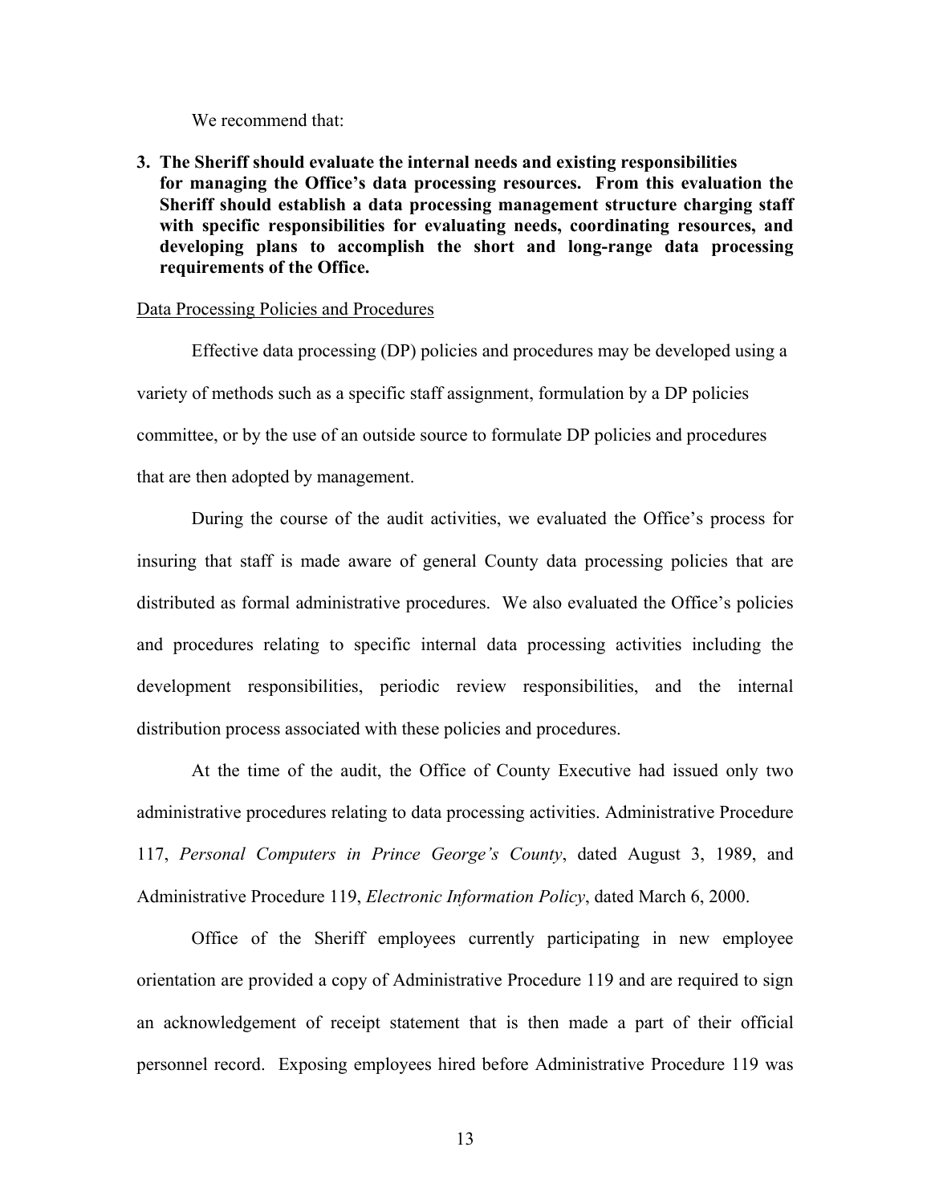We recommend that:

**3. The Sheriff should evaluate the internal needs and existing responsibilities for managing the Office's data processing resources. From this evaluation the Sheriff should establish a data processing management structure charging staff with specific responsibilities for evaluating needs, coordinating resources, and developing plans to accomplish the short and long-range data processing requirements of the Office.**

<u>Data Processing Policies and Procedures</u>

Effective data processing (DP) policies and procedures may be developed using a variety of methods such as a specific staff assignment, formulation by a DP policies committee, or by the use of an outside source to formulate DP policies and procedures that are then adopted by management.

During the course of the audit activities, we evaluated the Office's process for insuring that staff is made aware of general County data processing policies that are distributed as formal administrative procedures. We also evaluated the Office's policies and procedures relating to specific internal data processing activities including the development responsibilities, periodic review responsibilities, and the internal distribution process associated with these policies and procedures.

At the time of the audit, the Office of County Executive had issued only two administrative procedures relating to data processing activities. Administrative Procedure 117, *Personal Computers in Prince George's County*, dated August 3, 1989, and Administrative Procedure 119, *Electronic Information Policy*, dated March 6, 2000.

Office of the Sheriff employees currently participating in new employee orientation are provided a copy of Administrative Procedure 119 and are required to sign an acknowledgement of receipt statement that is then made a part of their official personnel record. Exposing employees hired before Administrative Procedure 119 was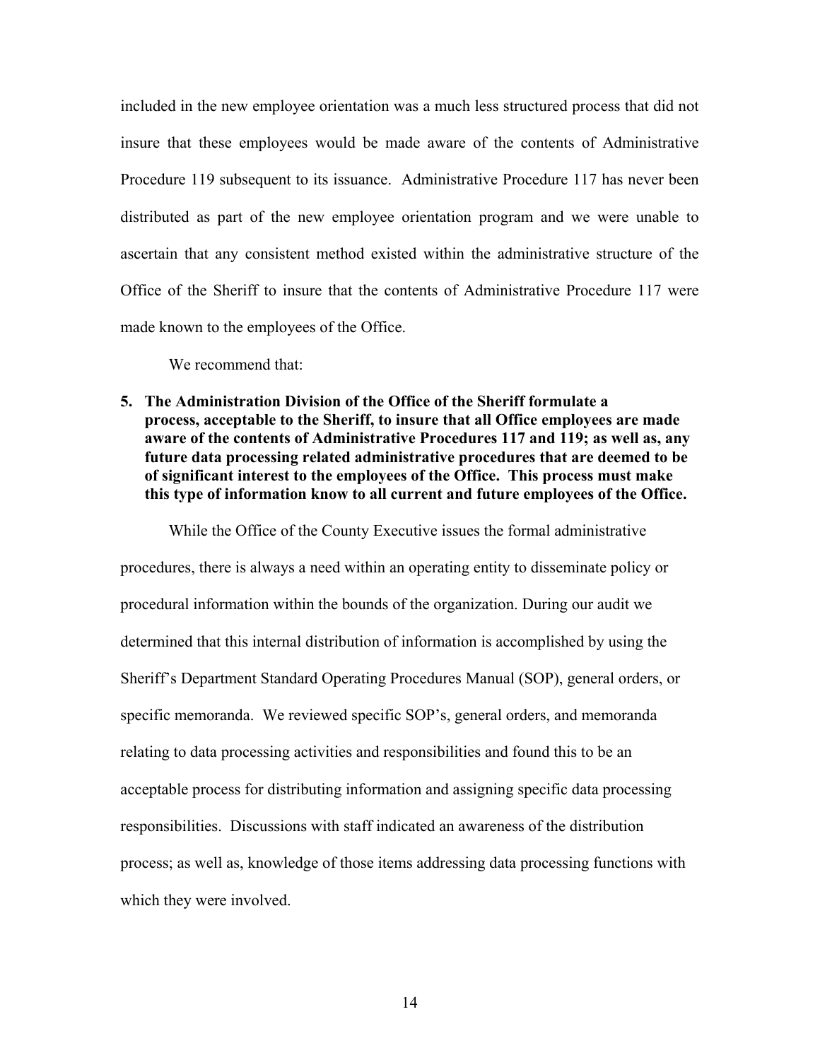included in the new employee orientation was a much less structured process that did not insure that these employees would be made aware of the contents of Administrative Procedure 119 subsequent to its issuance. Administrative Procedure 117 has never been distributed as part of the new employee orientation program and we were unable to ascertain that any consistent method existed within the administrative structure of the Office of the Sheriff to insure that the contents of Administrative Procedure 117 were made known to the employees of the Office.

We recommend that:

5. **The Administration Division of the Office of the Sheriff formulate a process, acceptable to the Sheriff, to insure that all Office employees are made aware of the contents of Administrative Procedures 117 and 119; as well as, any future data processing related administrative procedures that are deemed to be of significant interest to the employees of the Office. This process must make this type of information know to all current and future employees of the Office.**

While the Office of the County Executive issues the formal administrative procedures, there is always a need within an operating entity to disseminate policy or procedural information within the bounds of the organization. During our audit we determined that this internal distribution of information is accomplished by using the Sheriff's Department Standard Operating Procedures Manual (SOP), general orders, or specific memoranda. We reviewed specific SOP's, general orders, and memoranda relating to data processing activities and responsibilities and found this to be an acceptable process for distributing information and assigning specific data processing responsibilities. Discussions with staff indicated an awareness of the distribution process; as well as, knowledge of those items addressing data processing functions with which they were involved.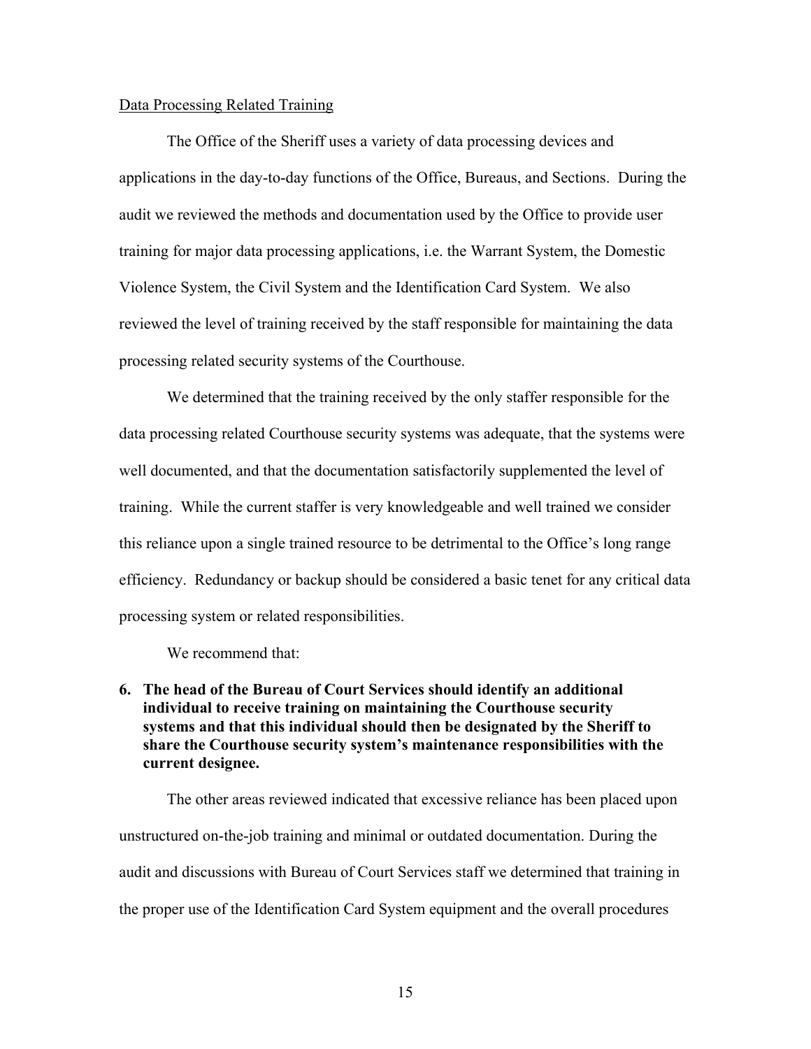Data Processing Related Training

The Office of the Sheriff uses a variety of data processing devices and applications in the day-to-day functions of the Office, Bureaus, and Sections. During the audit we reviewed the methods and documentation used by the Office to provide user training for major data processing applications, i.e. the Warrant System, the Domestic Violence System, the Civil System and the Identification Card System. We also reviewed the level of training received by the staff responsible for maintaining the data processing related security systems of the Courthouse.

We determined that the training received by the only staffer responsible for the data processing related Courthouse security systems was adequate, that the systems were well documented, and that the documentation satisfactorily supplemented the level of training. While the current staffer is very knowledgeable and well trained we consider this reliance upon a single trained resource to be detrimental to the Office's long range efficiency. Redundancy or backup should be considered a basic tenet for any critical data processing system or related responsibilities.

We recommend that:

**6. The head of the Bureau of Court Services should identify an additional individual to receive training on maintaining the Courthouse security systems and that this individual should then be designated by the Sheriff to share the Courthouse security system's maintenance responsibilities with the current designee.**

The other areas reviewed indicated that excessive reliance has been placed upon unstructured on-the-job training and minimal or outdated documentation. During the audit and discussions with Bureau of Court Services staff we determined that training in the proper use of the Identification Card System equipment and the overall procedures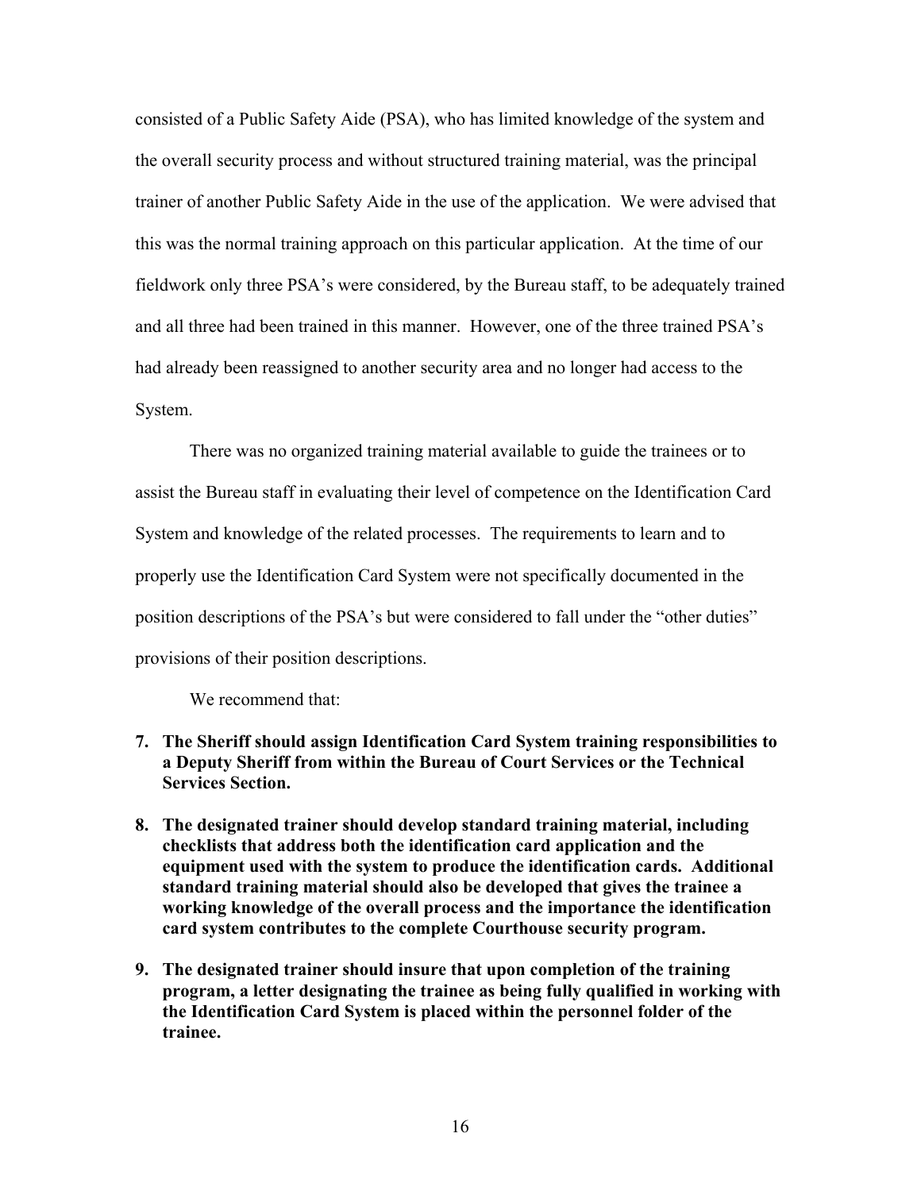consisted of a Public Safety Aide (PSA), who has limited knowledge of the system and the overall security process and without structured training material, was the principal trainer of another Public Safety Aide in the use of the application. We were advised that this was the normal training approach on this particular application. At the time of our fieldwork only three PSA's were considered, by the Bureau staff, to be adequately trained and all three had been trained in this manner. However, one of the three trained PSA's had already been reassigned to another security area and no longer had access to the System.

There was no organized training material available to guide the trainees or to assist the Bureau staff in evaluating their level of competence on the Identification Card System and knowledge of the related processes. The requirements to learn and to properly use the Identification Card System were not specifically documented in the position descriptions of the PSA's but were considered to fall under the "other duties" provisions of their position descriptions.

We recommend that:

7. **The Sheriff should assign Identification Card System training responsibilities to a Deputy Sheriff from within the Bureau of Court Services or the Technical Services Section.**

8. **The designated trainer should develop standard training material, including checklists that address both the identification card application and the equipment used with the system to produce the identification cards. Additional standard training material should also be developed that gives the trainee a working knowledge of the overall process and the importance the identification card system contributes to the complete Courthouse security program.**

9. **The designated trainer should insure that upon completion of the training program, a letter designating the trainee as being fully qualified in working with the Identification Card System is placed within the personnel folder of the trainee.**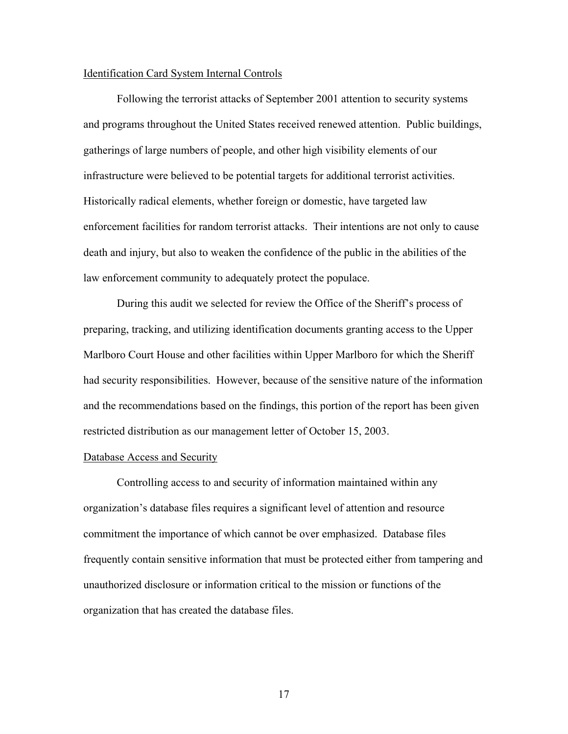## Identification Card System Internal Controls

Following the terrorist attacks of September 2001 attention to security systems and programs throughout the United States received renewed attention. Public buildings, gatherings of large numbers of people, and other high visibility elements of our infrastructure were believed to be potential targets for additional terrorist activities. Historically radical elements, whether foreign or domestic, have targeted law enforcement facilities for random terrorist attacks. Their intentions are not only to cause death and injury, but also to weaken the confidence of the public in the abilities of the law enforcement community to adequately protect the populace.

During this audit we selected for review the Office of the Sheriff's process of preparing, tracking, and utilizing identification documents granting access to the Upper Marlboro Court House and other facilities within Upper Marlboro for which the Sheriff had security responsibilities. However, because of the sensitive nature of the information and the recommendations based on the findings, this portion of the report has been given restricted distribution as our management letter of October 15, 2003.

## Database Access and Security

Controlling access to and security of information maintained within any organization's database files requires a significant level of attention and resource commitment the importance of which cannot be over emphasized. Database files frequently contain sensitive information that must be protected either from tampering and unauthorized disclosure or information critical to the mission or functions of the organization that has created the database files.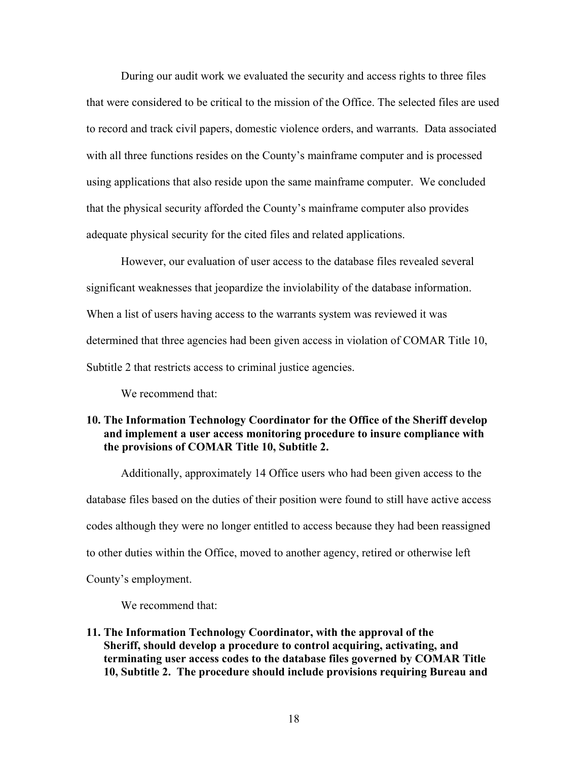During our audit work we evaluated the security and access rights to three files that were considered to be critical to the mission of the Office. The selected files are used to record and track civil papers, domestic violence orders, and warrants. Data associated with all three functions resides on the County's mainframe computer and is processed using applications that also reside upon the same mainframe computer. We concluded that the physical security afforded the County's mainframe computer also provides adequate physical security for the cited files and related applications.

However, our evaluation of user access to the database files revealed several significant weaknesses that jeopardize the inviolability of the database information. When a list of users having access to the warrants system was reviewed it was determined that three agencies had been given access in violation of COMAR Title 10, Subtitle 2 that restricts access to criminal justice agencies.

We recommend that:

**10. The Information Technology Coordinator for the Office of the Sheriff develop and implement a user access monitoring procedure to insure compliance with the provisions of COMAR Title 10, Subtitle 2.**

Additionally, approximately 14 Office users who had been given access to the database files based on the duties of their position were found to still have active access codes although they were no longer entitled to access because they had been reassigned to other duties within the Office, moved to another agency, retired or otherwise left County's employment.

We recommend that:

**11. The Information Technology Coordinator, with the approval of the Sheriff, should develop a procedure to control acquiring, activating, and terminating user access codes to the database files governed by COMAR Title 10, Subtitle 2. The procedure should include provisions requiring Bureau and**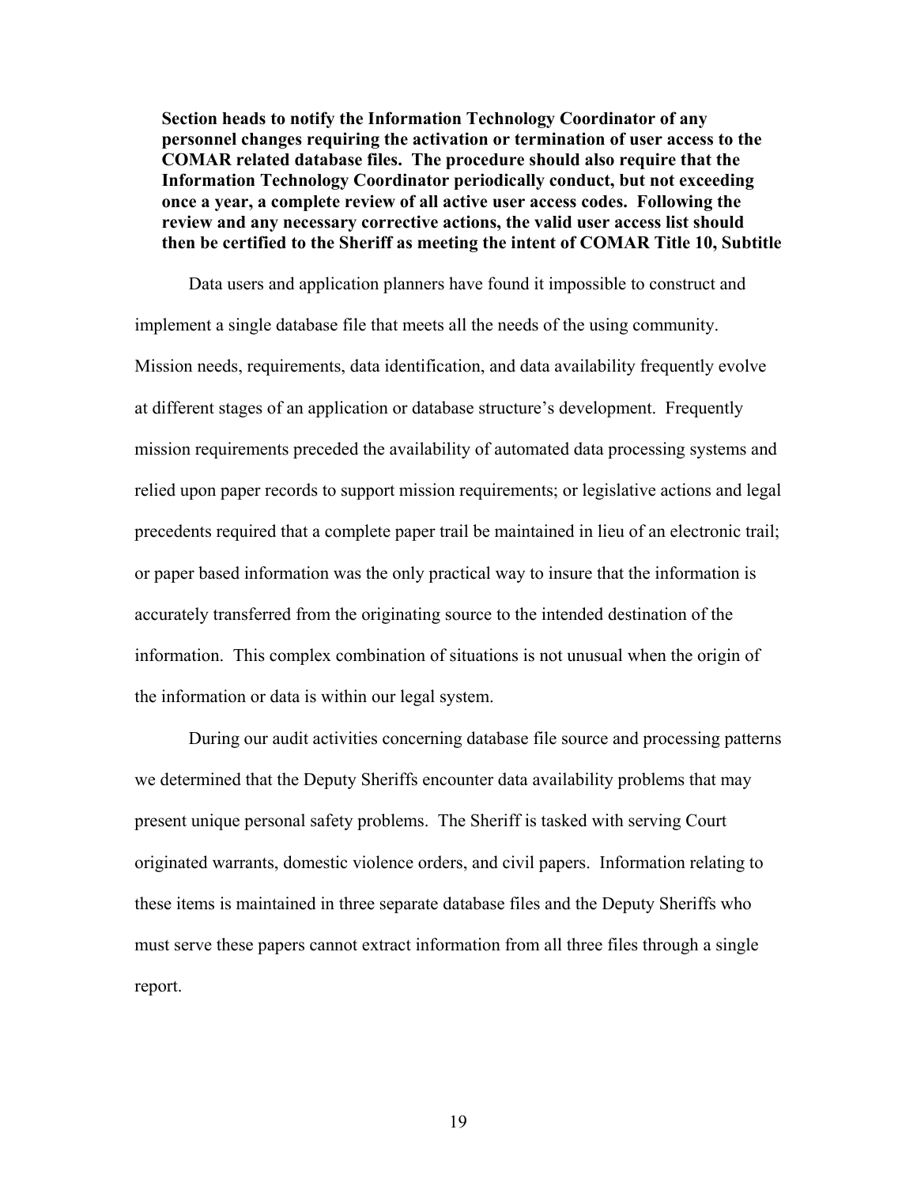**Section heads to notify the Information Technology Coordinator of any personnel changes requiring the activation or termination of user access to the COMAR related database files. The procedure should also require that the Information Technology Coordinator periodically conduct, but not exceeding once a year, a complete review of all active user access codes. Following the review and any necessary corrective actions, the valid user access list should then be certified to the Sheriff as meeting the intent of COMAR Title 10, Subtitle**

Data users and application planners have found it impossible to construct and implement a single database file that meets all the needs of the using community. Mission needs, requirements, data identification, and data availability frequently evolve at different stages of an application or database structure's development. Frequently mission requirements preceded the availability of automated data processing systems and relied upon paper records to support mission requirements; or legislative actions and legal precedents required that a complete paper trail be maintained in lieu of an electronic trail; or paper based information was the only practical way to insure that the information is accurately transferred from the originating source to the intended destination of the information. This complex combination of situations is not unusual when the origin of the information or data is within our legal system.

During our audit activities concerning database file source and processing patterns we determined that the Deputy Sheriffs encounter data availability problems that may present unique personal safety problems. The Sheriff is tasked with serving Court originated warrants, domestic violence orders, and civil papers. Information relating to these items is maintained in three separate database files and the Deputy Sheriffs who must serve these papers cannot extract information from all three files through a single report.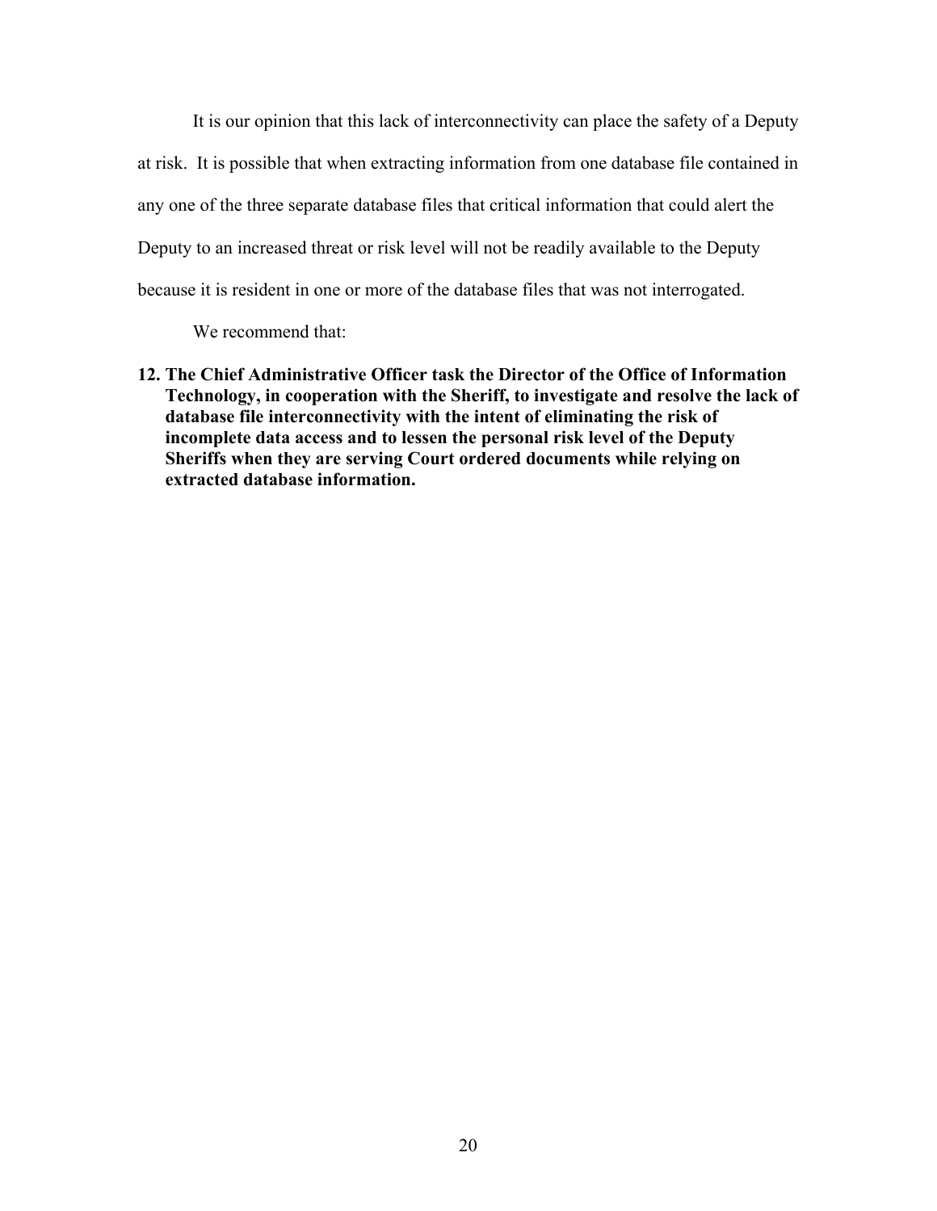It is our opinion that this lack of interconnectivity can place the safety of a Deputy at risk. It is possible that when extracting information from one database file contained in any one of the three separate database files that critical information that could alert the Deputy to an increased threat or risk level will not be readily available to the Deputy because it is resident in one or more of the database files that was not interrogated.

We recommend that:

**12. The Chief Administrative Officer task the Director of the Office of Information Technology, in cooperation with the Sheriff, to investigate and resolve the lack of database file interconnectivity with the intent of eliminating the risk of incomplete data access and to lessen the personal risk level of the Deputy Sheriffs when they are serving Court ordered documents while relying on extracted database information.**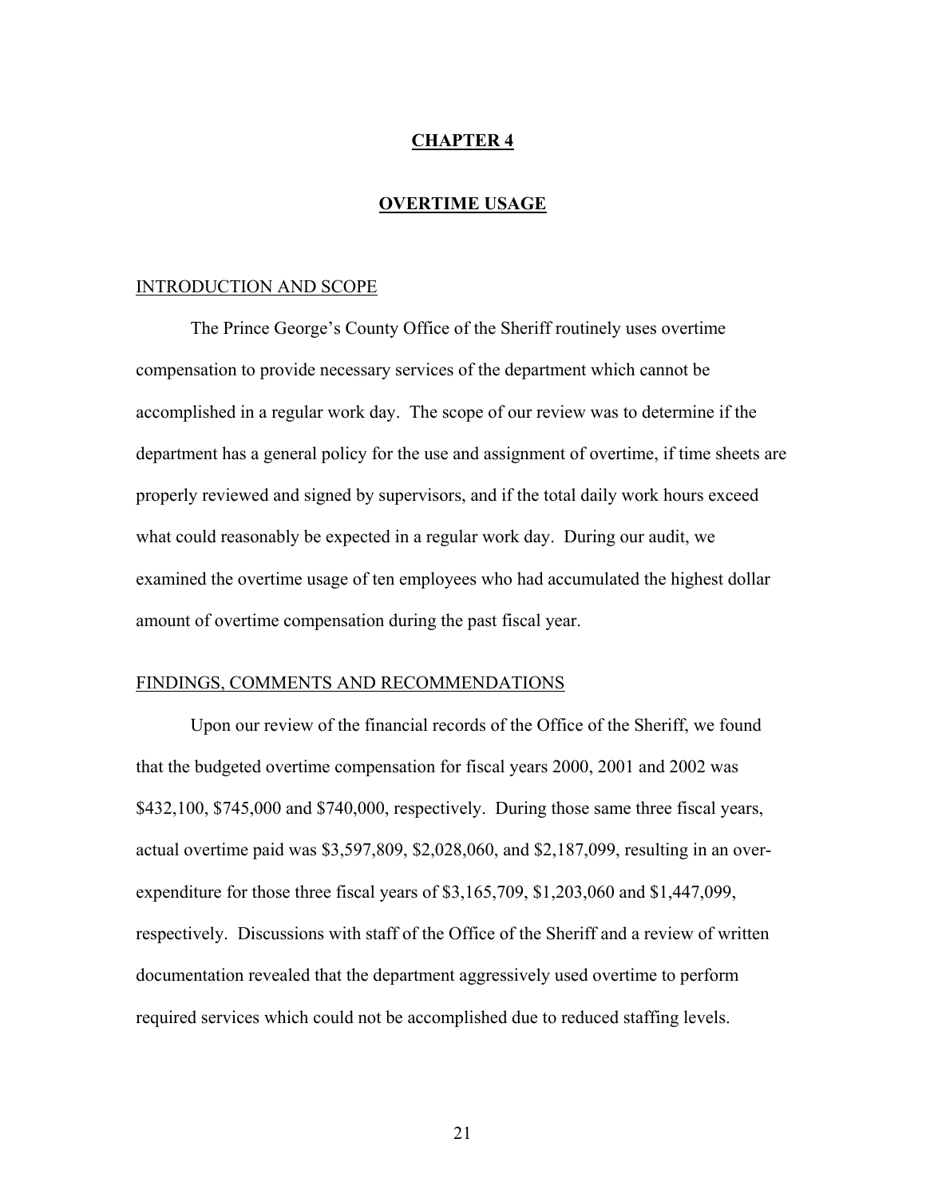# CHAPTER 4

## OVERTIME USAGE

### INTRODUCTION AND SCOPE

The Prince George's County Office of the Sheriff routinely uses overtime compensation to provide necessary services of the department which cannot be accomplished in a regular work day. The scope of our review was to determine if the department has a general policy for the use and assignment of overtime, if time sheets are properly reviewed and signed by supervisors, and if the total daily work hours exceed what could reasonably be expected in a regular work day. During our audit, we examined the overtime usage of ten employees who had accumulated the highest dollar amount of overtime compensation during the past fiscal year.

### FINDINGS, COMMENTS AND RECOMMENDATIONS

Upon our review of the financial records of the Office of the Sheriff, we found that the budgeted overtime compensation for fiscal years 2000, 2001 and 2002 was $432,100, $745,000 and $740,000, respectively. During those same three fiscal years, actual overtime paid was $3,597,809, $2,028,060, and $2,187,099, resulting in an over-expenditure for those three fiscal years of $3,165,709, $1,203,060 and $1,447,099, respectively. Discussions with staff of the Office of the Sheriff and a review of written documentation revealed that the department aggressively used overtime to perform required services which could not be accomplished due to reduced staffing levels.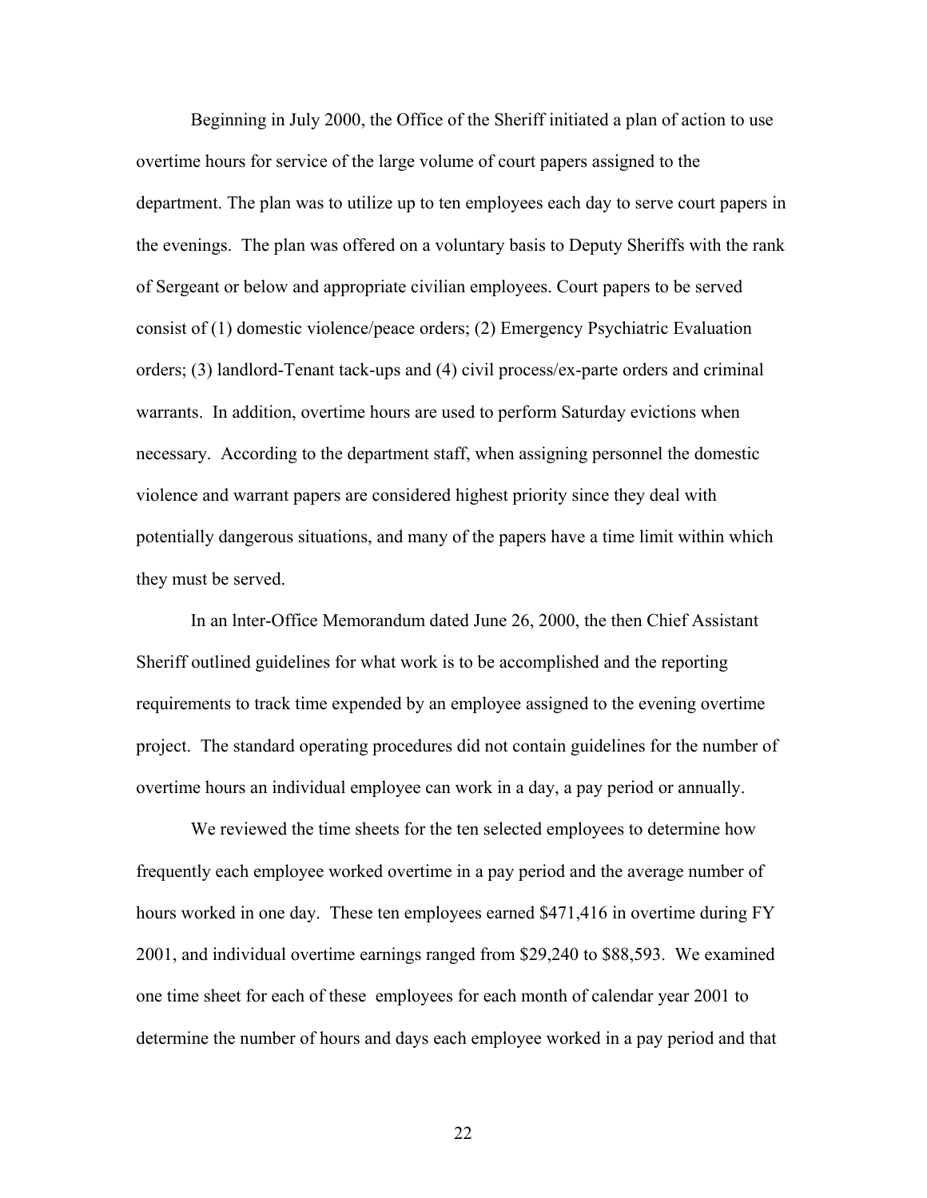Beginning in July 2000, the Office of the Sheriff initiated a plan of action to use overtime hours for service of the large volume of court papers assigned to the department. The plan was to utilize up to ten employees each day to serve court papers in the evenings. The plan was offered on a voluntary basis to Deputy Sheriffs with the rank of Sergeant or below and appropriate civilian employees. Court papers to be served consist of (1) domestic violence/peace orders; (2) Emergency Psychiatric Evaluation orders; (3) landlord-Tenant tack-ups and (4) civil process/ex-parte orders and criminal warrants. In addition, overtime hours are used to perform Saturday evictions when necessary. According to the department staff, when assigning personnel the domestic violence and warrant papers are considered highest priority since they deal with potentially dangerous situations, and many of the papers have a time limit within which they must be served.

In an lnter-Office Memorandum dated June 26, 2000, the then Chief Assistant Sheriff outlined guidelines for what work is to be accomplished and the reporting requirements to track time expended by an employee assigned to the evening overtime project. The standard operating procedures did not contain guidelines for the number of overtime hours an individual employee can work in a day, a pay period or annually.

We reviewed the time sheets for the ten selected employees to determine how frequently each employee worked overtime in a pay period and the average number of hours worked in one day. These ten employees earned \$471,416 in overtime during FY 2001, and individual overtime earnings ranged from \$29,240 to \$88,593. We examined one time sheet for each of these employees for each month of calendar year 2001 to determine the number of hours and days each employee worked in a pay period and that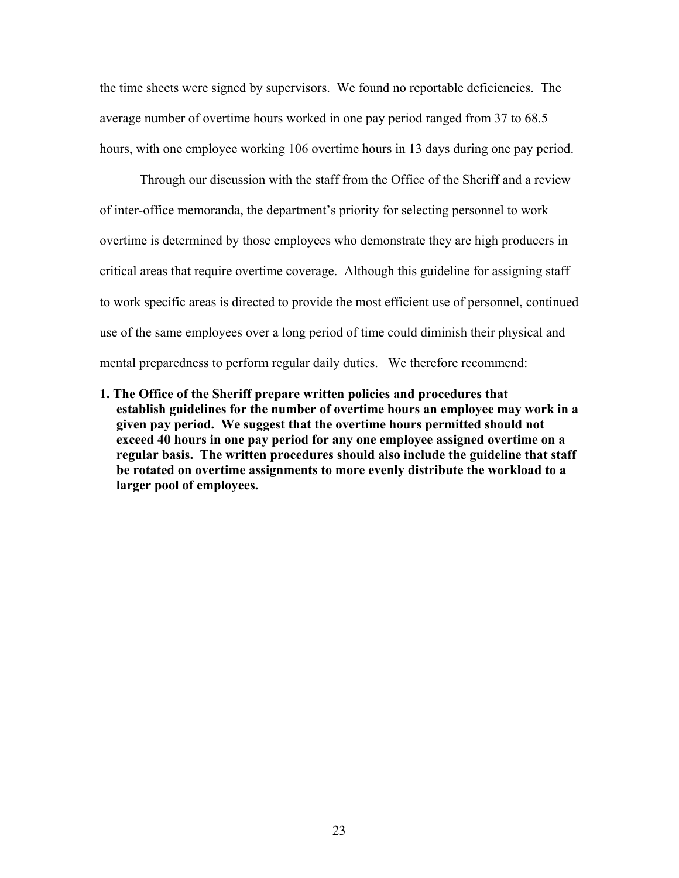the time sheets were signed by supervisors. We found no reportable deficiencies. The average number of overtime hours worked in one pay period ranged from 37 to 68.5 hours, with one employee working 106 overtime hours in 13 days during one pay period.

Through our discussion with the staff from the Office of the Sheriff and a review of inter-office memoranda, the department's priority for selecting personnel to work overtime is determined by those employees who demonstrate they are high producers in critical areas that require overtime coverage. Although this guideline for assigning staff to work specific areas is directed to provide the most efficient use of personnel, continued use of the same employees over a long period of time could diminish their physical and mental preparedness to perform regular daily duties. We therefore recommend:

1. **The Office of the Sheriff prepare written policies and procedures that establish guidelines for the number of overtime hours an employee may work in a given pay period. We suggest that the overtime hours permitted should not exceed 40 hours in one pay period for any one employee assigned overtime on a regular basis. The written procedures should also include the guideline that staff be rotated on overtime assignments to more evenly distribute the workload to a larger pool of employees.**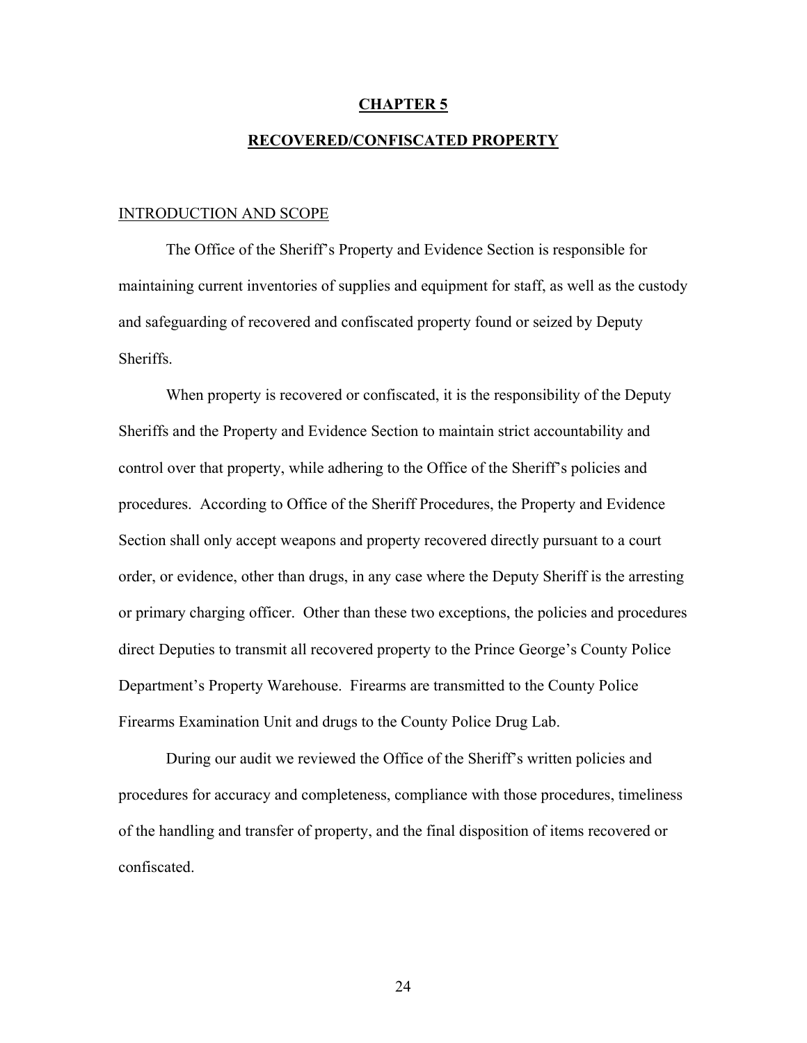# CHAPTER 5

## RECOVERED/CONFISCATED PROPERTY

### INTRODUCTION AND SCOPE

The Office of the Sheriff's Property and Evidence Section is responsible for maintaining current inventories of supplies and equipment for staff, as well as the custody and safeguarding of recovered and confiscated property found or seized by Deputy Sheriffs.

When property is recovered or confiscated, it is the responsibility of the Deputy Sheriffs and the Property and Evidence Section to maintain strict accountability and control over that property, while adhering to the Office of the Sheriff's policies and procedures. According to Office of the Sheriff Procedures, the Property and Evidence Section shall only accept weapons and property recovered directly pursuant to a court order, or evidence, other than drugs, in any case where the Deputy Sheriff is the arresting or primary charging officer. Other than these two exceptions, the policies and procedures direct Deputies to transmit all recovered property to the Prince George's County Police Department's Property Warehouse. Firearms are transmitted to the County Police Firearms Examination Unit and drugs to the County Police Drug Lab.

During our audit we reviewed the Office of the Sheriff's written policies and procedures for accuracy and completeness, compliance with those procedures, timeliness of the handling and transfer of property, and the final disposition of items recovered or confiscated.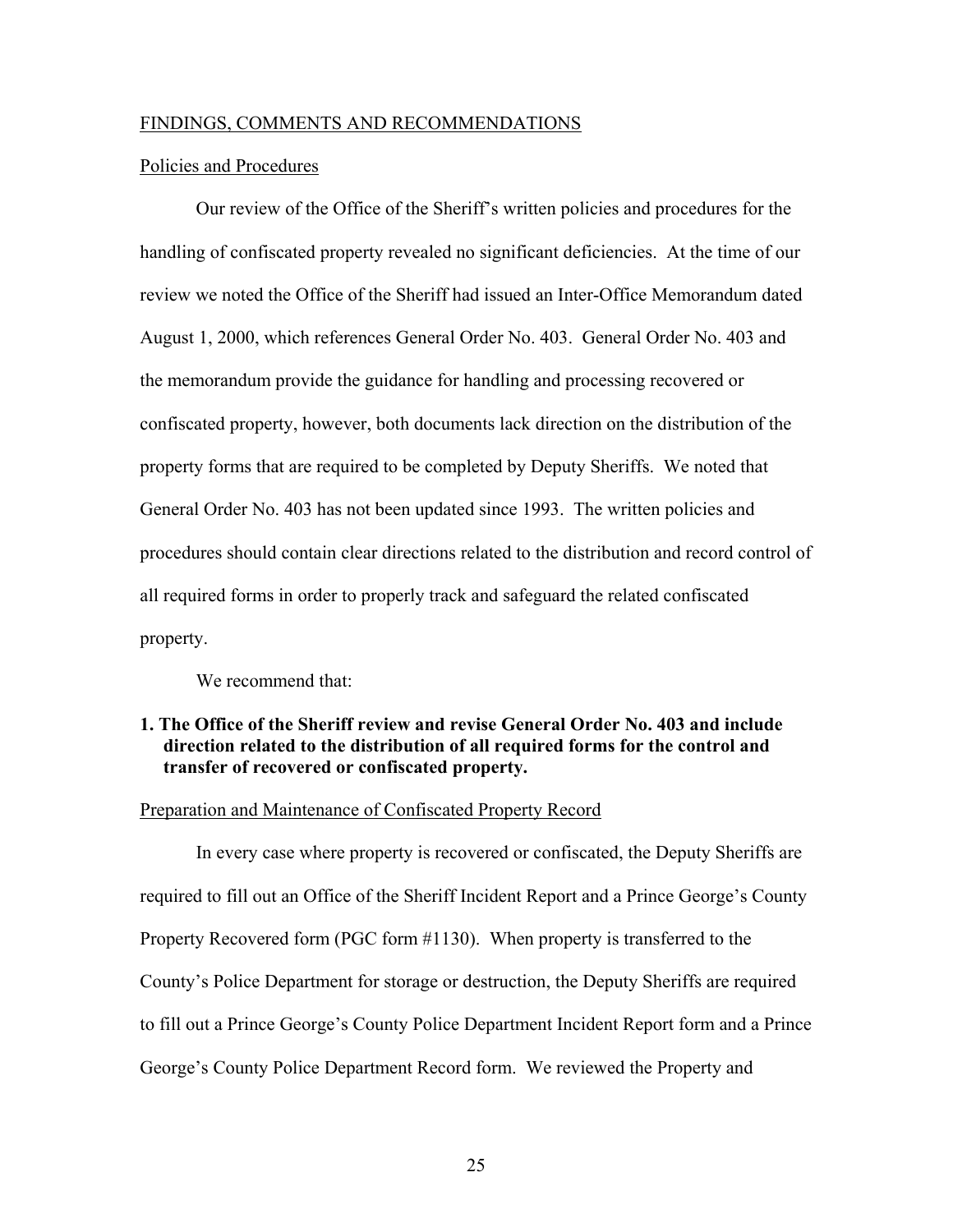FINDINGS, COMMENTS AND RECOMMENDATIONS

Policies and Procedures

Our review of the Office of the Sheriff's written policies and procedures for the handling of confiscated property revealed no significant deficiencies. At the time of our review we noted the Office of the Sheriff had issued an Inter-Office Memorandum dated August 1, 2000, which references General Order No. 403. General Order No. 403 and the memorandum provide the guidance for handling and processing recovered or confiscated property, however, both documents lack direction on the distribution of the property forms that are required to be completed by Deputy Sheriffs. We noted that General Order No. 403 has not been updated since 1993. The written policies and procedures should contain clear directions related to the distribution and record control of all required forms in order to properly track and safeguard the related confiscated property.

We recommend that:

**1. The Office of the Sheriff review and revise General Order No. 403 and include direction related to the distribution of all required forms for the control and transfer of recovered or confiscated property.**

Preparation and Maintenance of Confiscated Property Record

In every case where property is recovered or confiscated, the Deputy Sheriffs are required to fill out an Office of the Sheriff Incident Report and a Prince George's County Property Recovered form (PGC form #1130). When property is transferred to the County's Police Department for storage or destruction, the Deputy Sheriffs are required to fill out a Prince George's County Police Department Incident Report form and a Prince George's County Police Department Record form. We reviewed the Property and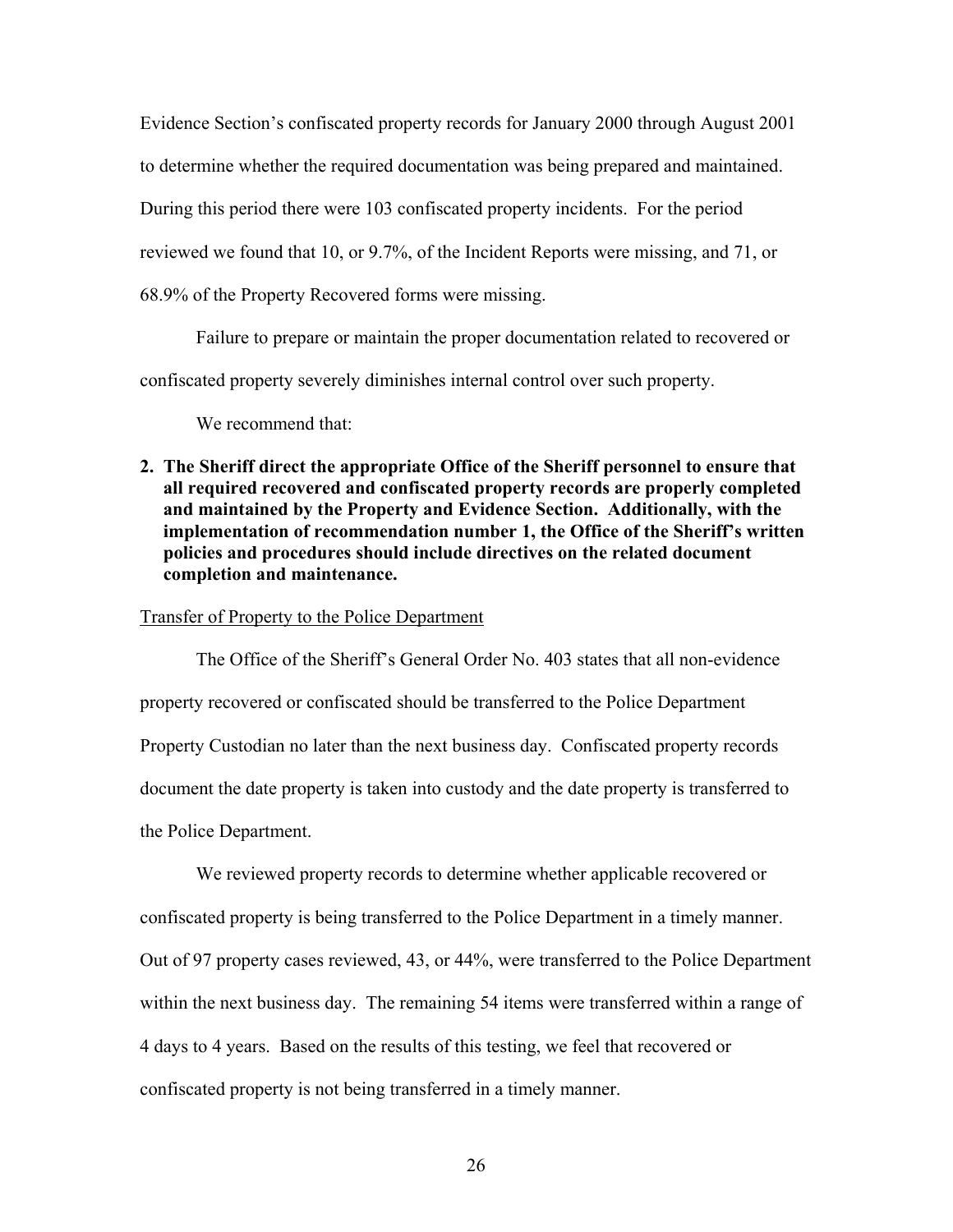Evidence Section's confiscated property records for January 2000 through August 2001 to determine whether the required documentation was being prepared and maintained. During this period there were 103 confiscated property incidents. For the period reviewed we found that 10, or 9.7%, of the Incident Reports were missing, and 71, or 68.9% of the Property Recovered forms were missing.

Failure to prepare or maintain the proper documentation related to recovered or confiscated property severely diminishes internal control over such property.

We recommend that:

**2. The Sheriff direct the appropriate Office of the Sheriff personnel to ensure that all required recovered and confiscated property records are properly completed and maintained by the Property and Evidence Section. Additionally, with the implementation of recommendation number 1, the Office of the Sheriff's written policies and procedures should include directives on the related document completion and maintenance.**

Transfer of Property to the Police Department

The Office of the Sheriff's General Order No. 403 states that all non-evidence property recovered or confiscated should be transferred to the Police Department Property Custodian no later than the next business day. Confiscated property records document the date property is taken into custody and the date property is transferred to the Police Department.

We reviewed property records to determine whether applicable recovered or confiscated property is being transferred to the Police Department in a timely manner. Out of 97 property cases reviewed, 43, or 44%, were transferred to the Police Department within the next business day. The remaining 54 items were transferred within a range of 4 days to 4 years. Based on the results of this testing, we feel that recovered or confiscated property is not being transferred in a timely manner.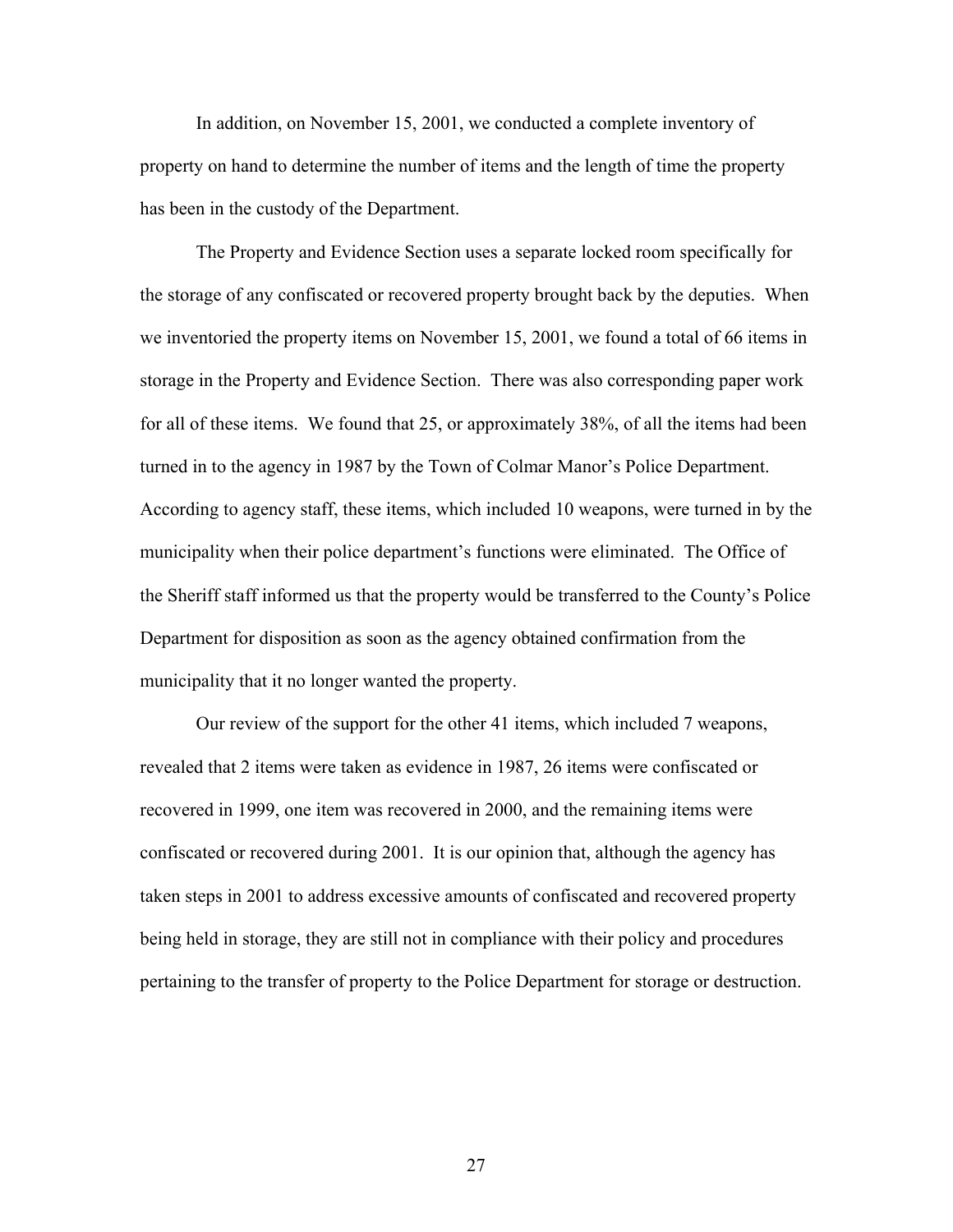In addition, on November 15, 2001, we conducted a complete inventory of property on hand to determine the number of items and the length of time the property has been in the custody of the Department.

The Property and Evidence Section uses a separate locked room specifically for the storage of any confiscated or recovered property brought back by the deputies. When we inventoried the property items on November 15, 2001, we found a total of 66 items in storage in the Property and Evidence Section. There was also corresponding paper work for all of these items. We found that 25, or approximately 38%, of all the items had been turned in to the agency in 1987 by the Town of Colmar Manor's Police Department. According to agency staff, these items, which included 10 weapons, were turned in by the municipality when their police department's functions were eliminated. The Office of the Sheriff staff informed us that the property would be transferred to the County's Police Department for disposition as soon as the agency obtained confirmation from the municipality that it no longer wanted the property.

Our review of the support for the other 41 items, which included 7 weapons, revealed that 2 items were taken as evidence in 1987, 26 items were confiscated or recovered in 1999, one item was recovered in 2000, and the remaining items were confiscated or recovered during 2001. It is our opinion that, although the agency has taken steps in 2001 to address excessive amounts of confiscated and recovered property being held in storage, they are still not in compliance with their policy and procedures pertaining to the transfer of property to the Police Department for storage or destruction.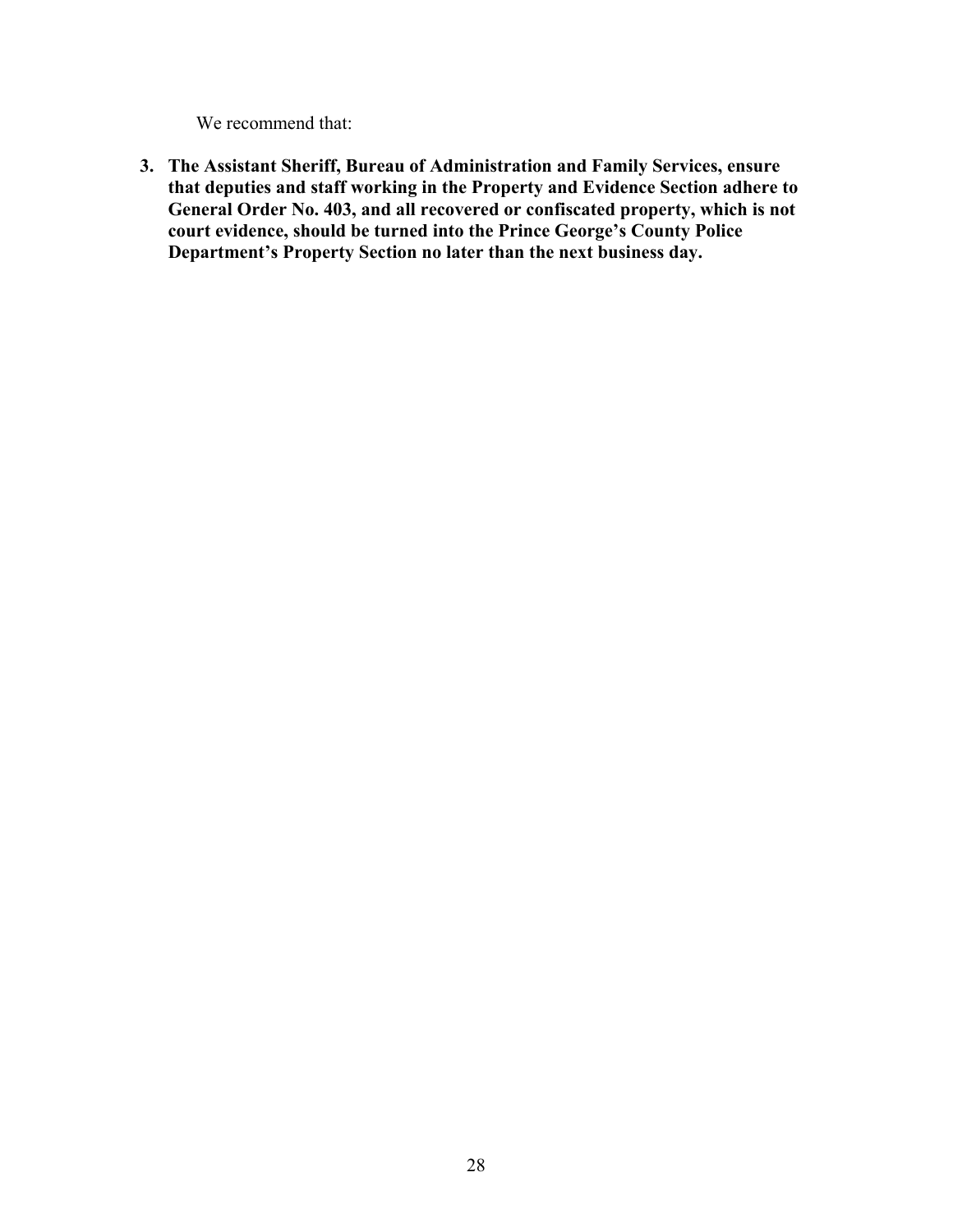We recommend that:

3. **The Assistant Sheriff, Bureau of Administration and Family Services, ensure that deputies and staff working in the Property and Evidence Section adhere to General Order No. 403, and all recovered or confiscated property, which is not court evidence, should be turned into the Prince George's County Police Department's Property Section no later than the next business day.**